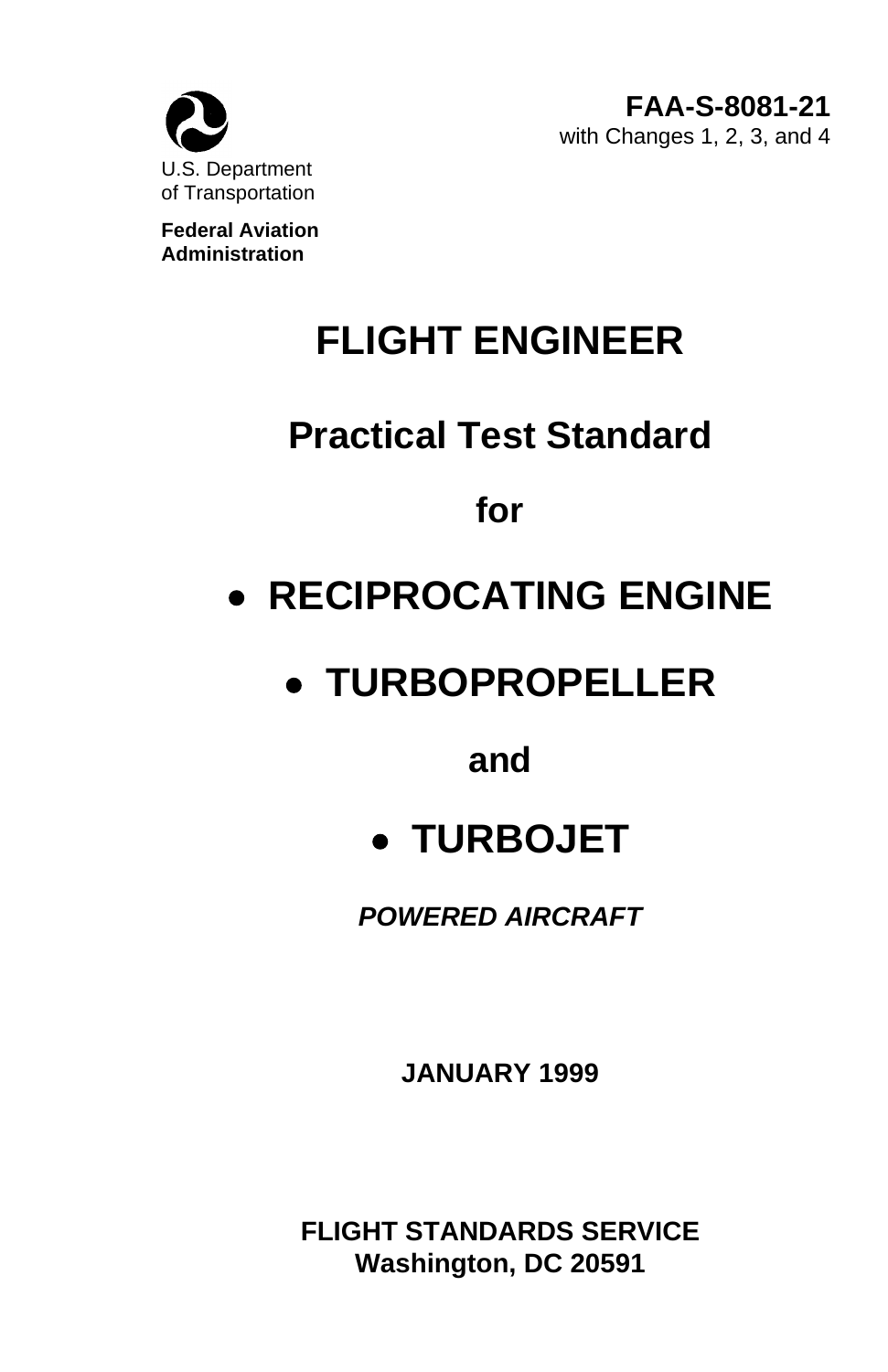U.S. Department
of Transportation

**Federal Aviation
Administration**

**FAA-S-8081-21**
with Changes 1, 2, 3, and 4

# FLIGHT ENGINEER

## Practical Test Standard

## for

- **RECIPROCATING ENGINE**
- **TURBOPROPELLER**

**and**

- **TURBOJET**

***POWERED AIRCRAFT***

**JANUARY 1999**

**FLIGHT STANDARDS SERVICE**
**Washington, DC 20591**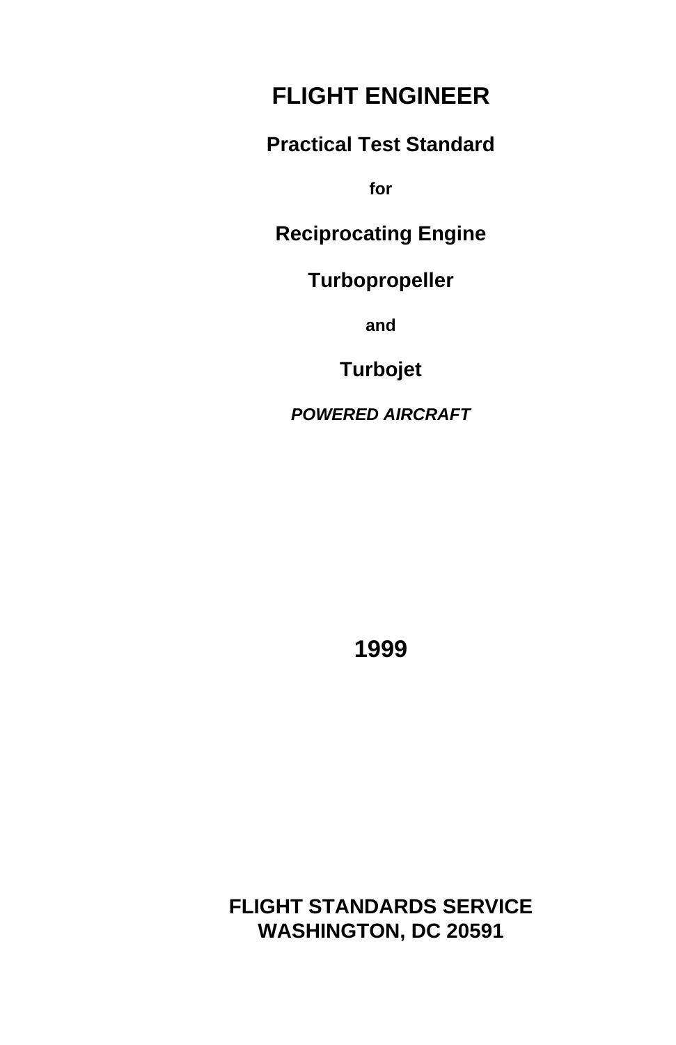# FLIGHT ENGINEER

## Practical Test Standard

**for**

## Reciprocating Engine

## Turbopropeller

**and**

## Turbojet

***POWERED AIRCRAFT***

## 1999

**FLIGHT STANDARDS SERVICE**
**WASHINGTON, DC 20591**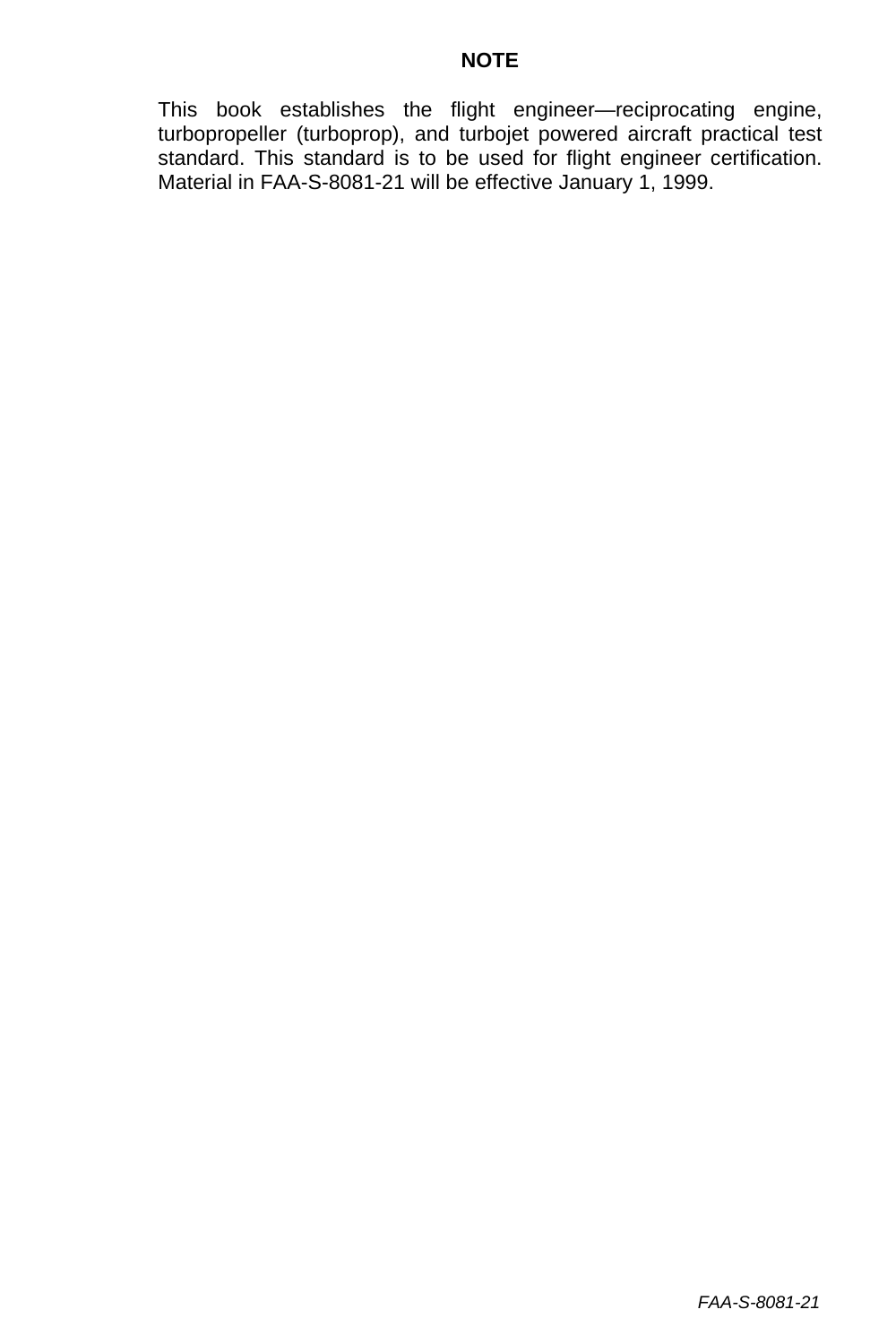# NOTE

This book establishes the flight engineer—reciprocating engine, turbopropeller (turboprop), and turbojet powered aircraft practical test standard. This standard is to be used for flight engineer certification. Material in FAA-S-8081-21 will be effective January 1, 1999.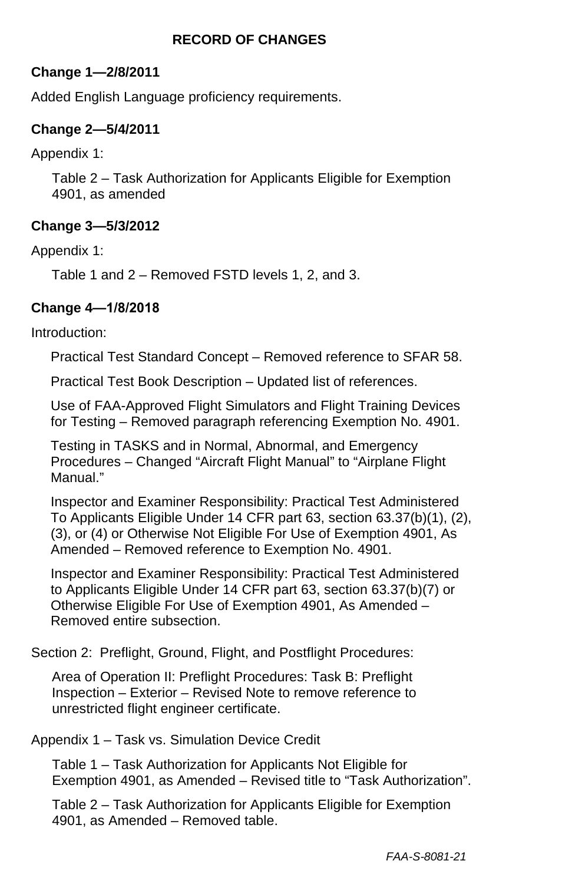# RECORD OF CHANGES

**Change 1—2/8/2011**

Added English Language proficiency requirements.

**Change 2—5/4/2011**

Appendix 1:

Table 2 – Task Authorization for Applicants Eligible for Exemption 4901, as amended

**Change 3—5/3/2012**

Appendix 1:

Table 1 and 2 – Removed FSTD levels 1, 2, and 3.

**Change 4—1/8/2018**

Introduction:

Practical Test Standard Concept – Removed reference to SFAR 58.

Practical Test Book Description – Updated list of references.

Use of FAA-Approved Flight Simulators and Flight Training Devices for Testing – Removed paragraph referencing Exemption No. 4901.

Testing in TASKS and in Normal, Abnormal, and Emergency Procedures – Changed "Aircraft Flight Manual" to "Airplane Flight Manual."

Inspector and Examiner Responsibility: Practical Test Administered To Applicants Eligible Under 14 CFR part 63, section 63.37(b)(1), (2), (3), or (4) or Otherwise Not Eligible For Use of Exemption 4901, As Amended – Removed reference to Exemption No. 4901.

Inspector and Examiner Responsibility: Practical Test Administered to Applicants Eligible Under 14 CFR part 63, section 63.37(b)(7) or Otherwise Eligible For Use of Exemption 4901, As Amended – Removed entire subsection.

Section 2: Preflight, Ground, Flight, and Postflight Procedures:

Area of Operation II: Preflight Procedures: Task B: Preflight Inspection – Exterior – Revised Note to remove reference to unrestricted flight engineer certificate.

Appendix 1 – Task vs. Simulation Device Credit

Table 1 – Task Authorization for Applicants Not Eligible for Exemption 4901, as Amended – Revised title to "Task Authorization".

Table 2 – Task Authorization for Applicants Eligible for Exemption 4901, as Amended – Removed table.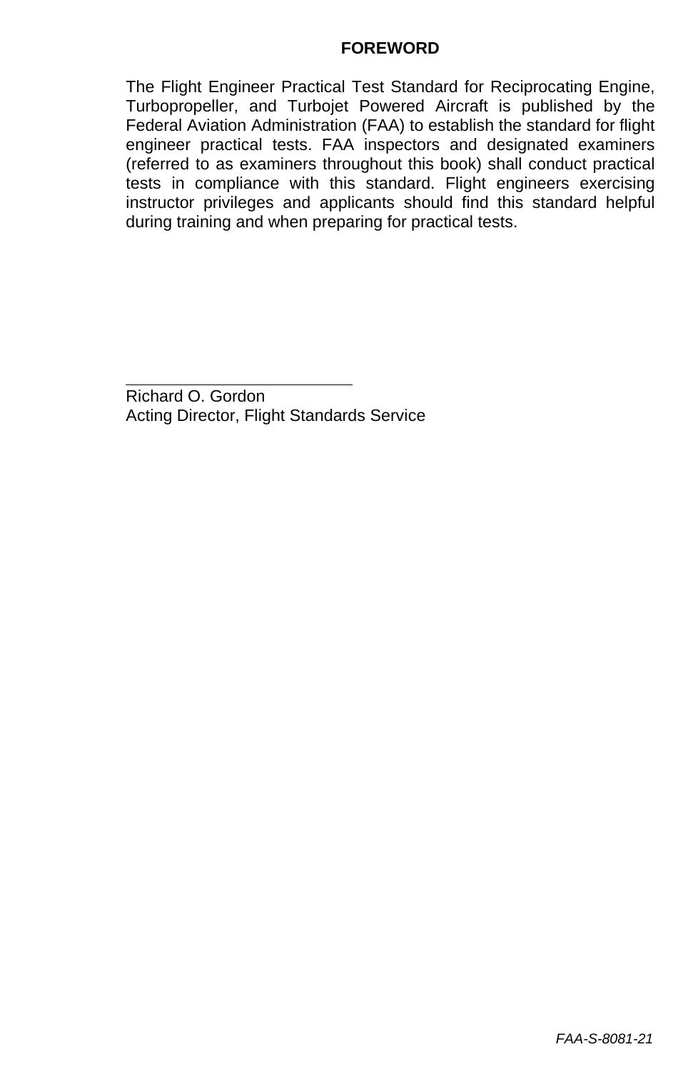# FOREWORD

The Flight Engineer Practical Test Standard for Reciprocating Engine, Turbopropeller, and Turbojet Powered Aircraft is published by the Federal Aviation Administration (FAA) to establish the standard for flight engineer practical tests. FAA inspectors and designated examiners (referred to as examiners throughout this book) shall conduct practical tests in compliance with this standard. Flight engineers exercising instructor privileges and applicants should find this standard helpful during training and when preparing for practical tests.

\_\_\_\_\_\_\_\_\_\_\_\_\_\_\_\_\_\_\_\_\_\_\_\_\_\_\_\_

Richard O. Gordon
Acting Director, Flight Standards Service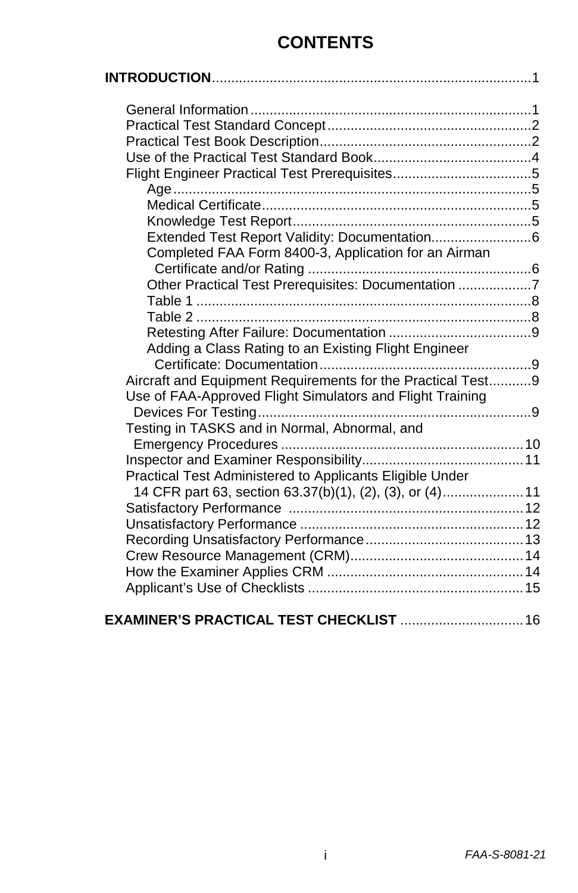# CONTENTS

**INTRODUCTION**.................................................................................1

- General Information.........................................................................1
- Practical Test Standard Concept.....................................................2
- Practical Test Book Description.......................................................2
- Use of the Practical Test Standard Book.........................................4
- Flight Engineer Practical Test Prerequisites....................................5
  - Age.............................................................................................5
  - Medical Certificate......................................................................5
  - Knowledge Test Report..............................................................5
  - Extended Test Report Validity: Documentation..........................6
  - Completed FAA Form 8400-3, Application for an Airman Certificate and/or Rating ..........................................................6
  - Other Practical Test Prerequisites: Documentation ...................7
  - Table 1 .......................................................................................8
  - Table 2 .......................................................................................8
  - Retesting After Failure: Documentation .....................................9
  - Adding a Class Rating to an Existing Flight Engineer Certificate: Documentation.......................................................9
- Aircraft and Equipment Requirements for the Practical Test...........9
- Use of FAA-Approved Flight Simulators and Flight Training Devices For Testing.......................................................................9
- Testing in TASKS and in Normal, Abnormal, and Emergency Procedures ...............................................................10
- Inspector and Examiner Responsibility..........................................11
- Practical Test Administered to Applicants Eligible Under 14 CFR part 63, section 63.37(b)(1), (2), (3), or (4)....................11
- Satisfactory Performance .............................................................12
- Unsatisfactory Performance ..........................................................12
- Recording Unsatisfactory Performance.........................................13
- Crew Resource Management (CRM).............................................14
- How the Examiner Applies CRM ...................................................14
- Applicant's Use of Checklists ........................................................15

**EXAMINER'S PRACTICAL TEST CHECKLIST** ................................16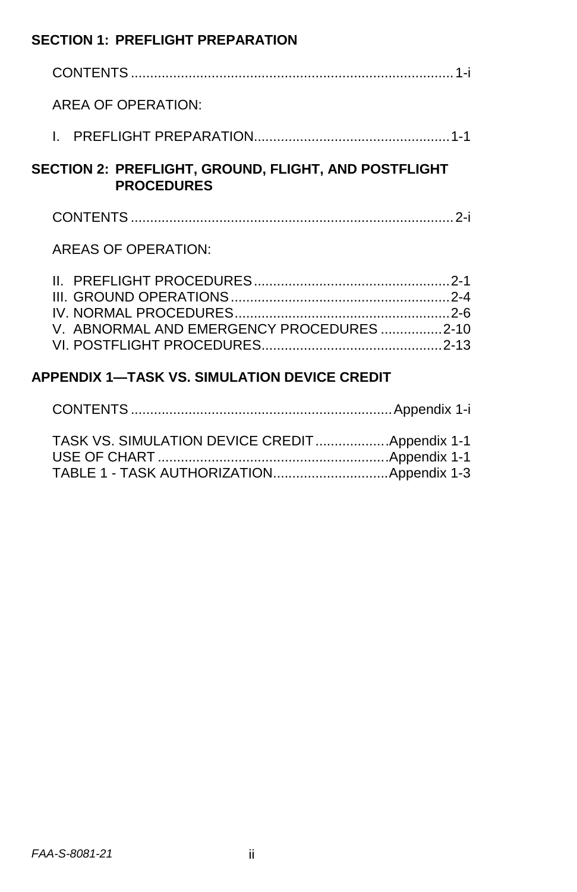## SECTION 1: PREFLIGHT PREPARATION

CONTENTS ................................................................................... 1-i

AREA OF OPERATION:

I. PREFLIGHT PREPARATION.................................................. 1-1

## SECTION 2: PREFLIGHT, GROUND, FLIGHT, AND POSTFLIGHT PROCEDURES

CONTENTS ................................................................................... 2-i

AREAS OF OPERATION:

II. PREFLIGHT PROCEDURES .................................................. 2-1
III. GROUND OPERATIONS ......................................................... 2-4
IV. NORMAL PROCEDURES........................................................ 2-6
V. ABNORMAL AND EMERGENCY PROCEDURES ................ 2-10
VI. POSTFLIGHT PROCEDURES............................................... 2-13

## APPENDIX 1—TASK VS. SIMULATION DEVICE CREDIT

CONTENTS ................................................................... Appendix 1-i

TASK VS. SIMULATION DEVICE CREDIT ..................Appendix 1-1
USE OF CHART ...........................................................Appendix 1-1
TABLE 1 - TASK AUTHORIZATION.............................Appendix 1-3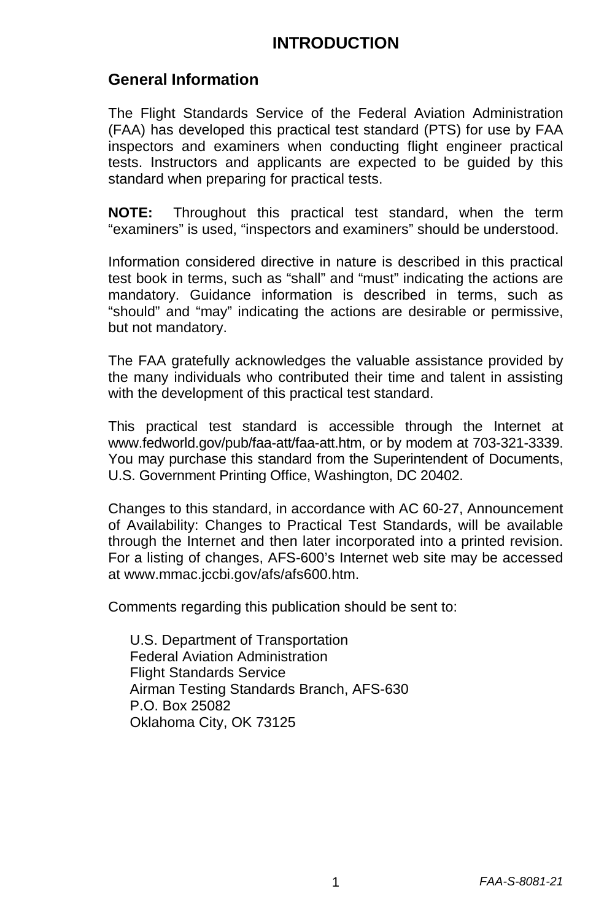# INTRODUCTION

## General Information

The Flight Standards Service of the Federal Aviation Administration (FAA) has developed this practical test standard (PTS) for use by FAA inspectors and examiners when conducting flight engineer practical tests. Instructors and applicants are expected to be guided by this standard when preparing for practical tests.

**NOTE:** Throughout this practical test standard, when the term "examiners" is used, "inspectors and examiners" should be understood.

Information considered directive in nature is described in this practical test book in terms, such as "shall" and "must" indicating the actions are mandatory. Guidance information is described in terms, such as "should" and "may" indicating the actions are desirable or permissive, but not mandatory.

The FAA gratefully acknowledges the valuable assistance provided by the many individuals who contributed their time and talent in assisting with the development of this practical test standard.

This practical test standard is accessible through the Internet at www.fedworld.gov/pub/faa-att/faa-att.htm, or by modem at 703-321-3339. You may purchase this standard from the Superintendent of Documents, U.S. Government Printing Office, Washington, DC 20402.

Changes to this standard, in accordance with AC 60-27, Announcement of Availability: Changes to Practical Test Standards, will be available through the Internet and then later incorporated into a printed revision. For a listing of changes, AFS-600's Internet web site may be accessed at www.mmac.jccbi.gov/afs/afs600.htm.

Comments regarding this publication should be sent to:

U.S. Department of Transportation
Federal Aviation Administration
Flight Standards Service
Airman Testing Standards Branch, AFS-630
P.O. Box 25082
Oklahoma City, OK 73125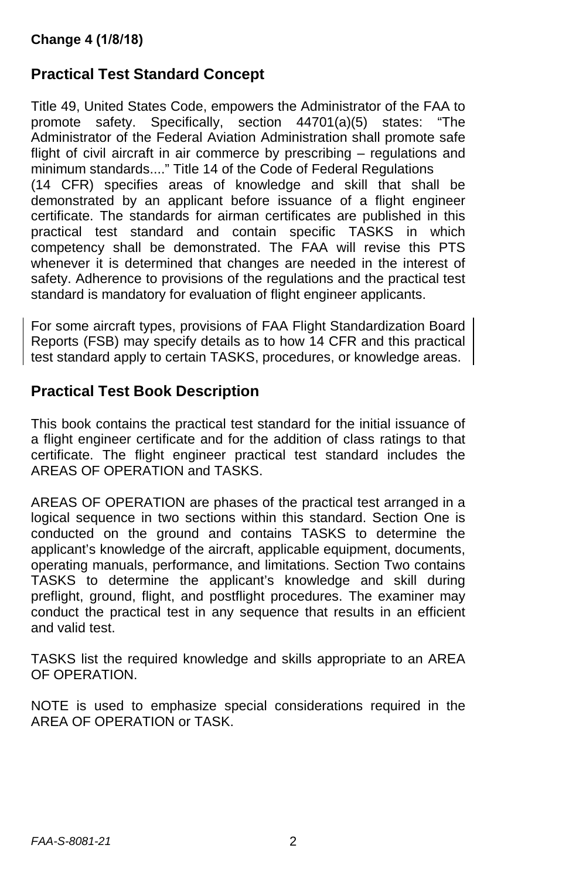**Change 4 (1/8/18)**

## Practical Test Standard Concept

Title 49, United States Code, empowers the Administrator of the FAA to promote safety. Specifically, section 44701(a)(5) states: "The Administrator of the Federal Aviation Administration shall promote safe flight of civil aircraft in air commerce by prescribing – regulations and minimum standards...." Title 14 of the Code of Federal Regulations (14 CFR) specifies areas of knowledge and skill that shall be demonstrated by an applicant before issuance of a flight engineer certificate. The standards for airman certificates are published in this practical test standard and contain specific TASKS in which competency shall be demonstrated. The FAA will revise this PTS whenever it is determined that changes are needed in the interest of safety. Adherence to provisions of the regulations and the practical test standard is mandatory for evaluation of flight engineer applicants.

For some aircraft types, provisions of FAA Flight Standardization Board Reports (FSB) may specify details as to how 14 CFR and this practical test standard apply to certain TASKS, procedures, or knowledge areas.

## Practical Test Book Description

This book contains the practical test standard for the initial issuance of a flight engineer certificate and for the addition of class ratings to that certificate. The flight engineer practical test standard includes the AREAS OF OPERATION and TASKS.

AREAS OF OPERATION are phases of the practical test arranged in a logical sequence in two sections within this standard. Section One is conducted on the ground and contains TASKS to determine the applicant's knowledge of the aircraft, applicable equipment, documents, operating manuals, performance, and limitations. Section Two contains TASKS to determine the applicant's knowledge and skill during preflight, ground, flight, and postflight procedures. The examiner may conduct the practical test in any sequence that results in an efficient and valid test.

TASKS list the required knowledge and skills appropriate to an AREA OF OPERATION.

NOTE is used to emphasize special considerations required in the AREA OF OPERATION or TASK.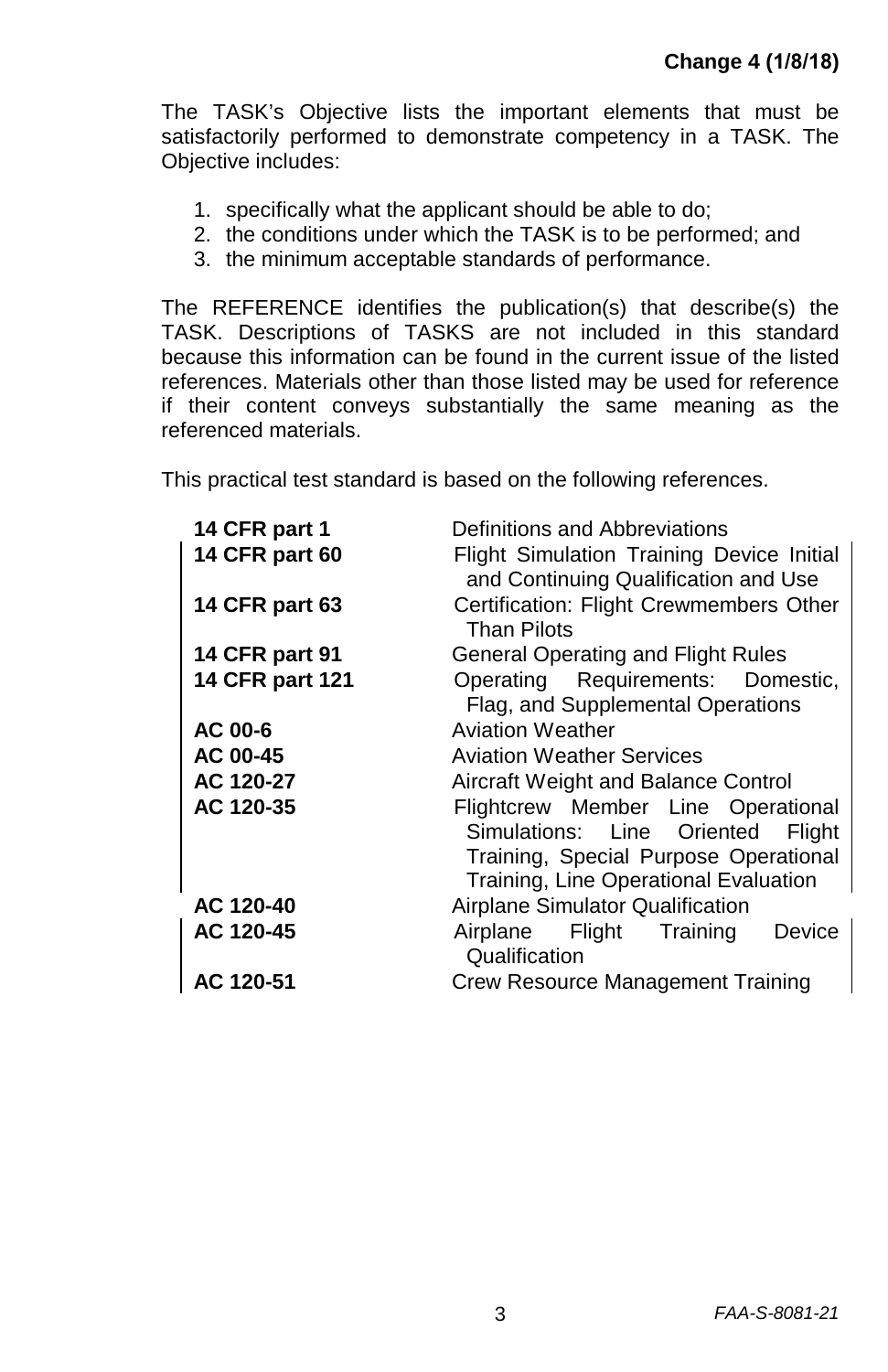The TASK's Objective lists the important elements that must be satisfactorily performed to demonstrate competency in a TASK. The Objective includes:

1. specifically what the applicant should be able to do;
2. the conditions under which the TASK is to be performed; and
3. the minimum acceptable standards of performance.

The REFERENCE identifies the publication(s) that describe(s) the TASK. Descriptions of TASKS are not included in this standard because this information can be found in the current issue of the listed references. Materials other than those listed may be used for reference if their content conveys substantially the same meaning as the referenced materials.

This practical test standard is based on the following references.

| | |
|---|---|
| **14 CFR part 1** | Definitions and Abbreviations |
| **14 CFR part 60** | Flight Simulation Training Device Initial and Continuing Qualification and Use |
| **14 CFR part 63** | Certification: Flight Crewmembers Other Than Pilots |
| **14 CFR part 91** | General Operating and Flight Rules |
| **14 CFR part 121** | Operating Requirements: Domestic, Flag, and Supplemental Operations |
| **AC 00-6** | Aviation Weather |
| **AC 00-45** | Aviation Weather Services |
| **AC 120-27** | Aircraft Weight and Balance Control |
| **AC 120-35** | Flightcrew Member Line Operational Simulations: Line Oriented Flight Training, Special Purpose Operational Training, Line Operational Evaluation |
| **AC 120-40** | Airplane Simulator Qualification |
| **AC 120-45** | Airplane Flight Training Device Qualification |
| **AC 120-51** | Crew Resource Management Training |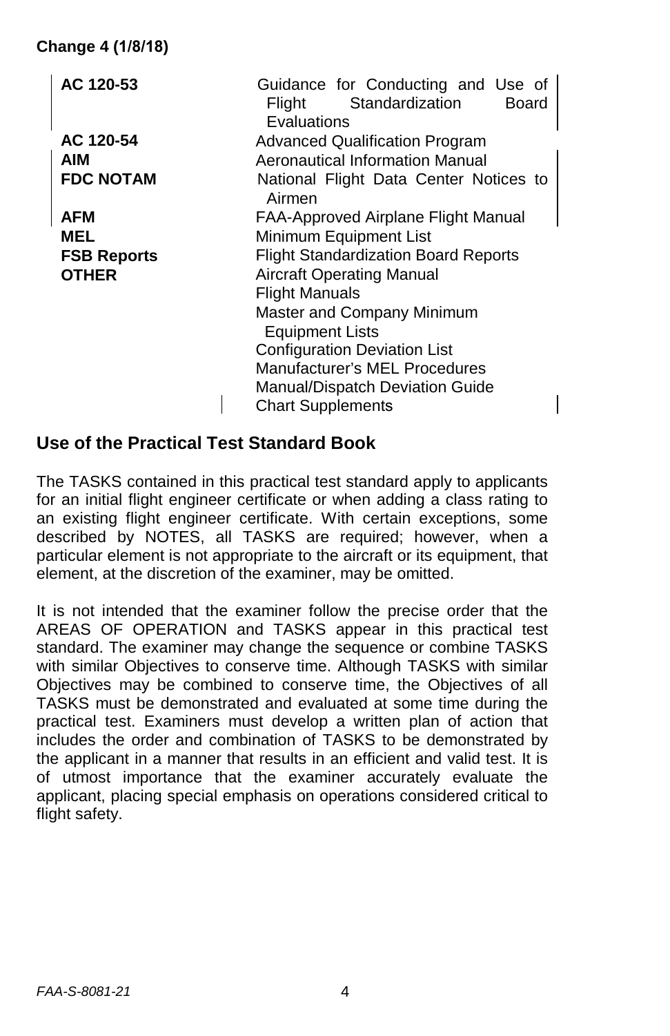Change 4 (1/8/18)

| | |
|---|---|
| **AC 120-53** | Guidance for Conducting and Use of Flight Standardization Board Evaluations |
| **AC 120-54** | Advanced Qualification Program |
| **AIM** | Aeronautical Information Manual |
| **FDC NOTAM** | National Flight Data Center Notices to Airmen |
| **AFM** | FAA-Approved Airplane Flight Manual |
| **MEL** | Minimum Equipment List |
| **FSB Reports** | Flight Standardization Board Reports |
| **OTHER** | Aircraft Operating Manual<br>Flight Manuals<br>Master and Company Minimum Equipment Lists<br>Configuration Deviation List<br>Manufacturer's MEL Procedures<br>Manual/Dispatch Deviation Guide<br>Chart Supplements |

## Use of the Practical Test Standard Book

The TASKS contained in this practical test standard apply to applicants for an initial flight engineer certificate or when adding a class rating to an existing flight engineer certificate. With certain exceptions, some described by NOTES, all TASKS are required; however, when a particular element is not appropriate to the aircraft or its equipment, that element, at the discretion of the examiner, may be omitted.

It is not intended that the examiner follow the precise order that the AREAS OF OPERATION and TASKS appear in this practical test standard. The examiner may change the sequence or combine TASKS with similar Objectives to conserve time. Although TASKS with similar Objectives may be combined to conserve time, the Objectives of all TASKS must be demonstrated and evaluated at some time during the practical test. Examiners must develop a written plan of action that includes the order and combination of TASKS to be demonstrated by the applicant in a manner that results in an efficient and valid test. It is of utmost importance that the examiner accurately evaluate the applicant, placing special emphasis on operations considered critical to flight safety.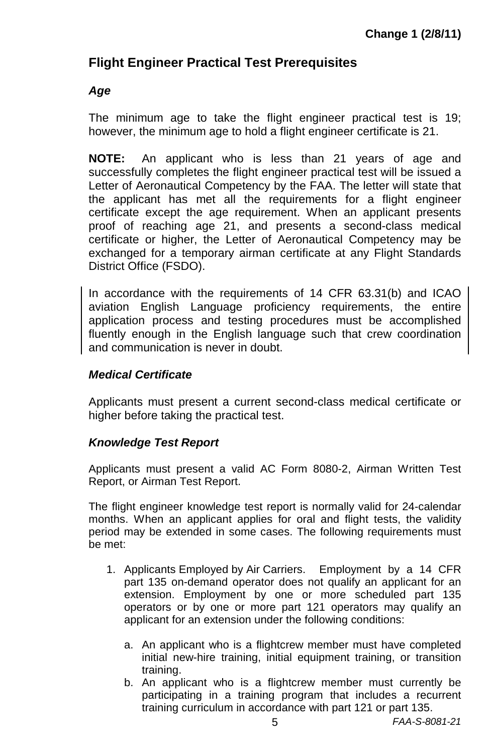## Flight Engineer Practical Test Prerequisites

### *Age*

The minimum age to take the flight engineer practical test is 19; however, the minimum age to hold a flight engineer certificate is 21.

**NOTE:** An applicant who is less than 21 years of age and successfully completes the flight engineer practical test will be issued a Letter of Aeronautical Competency by the FAA. The letter will state that the applicant has met all the requirements for a flight engineer certificate except the age requirement. When an applicant presents proof of reaching age 21, and presents a second-class medical certificate or higher, the Letter of Aeronautical Competency may be exchanged for a temporary airman certificate at any Flight Standards District Office (FSDO).

In accordance with the requirements of 14 CFR 63.31(b) and ICAO aviation English Language proficiency requirements, the entire application process and testing procedures must be accomplished fluently enough in the English language such that crew coordination and communication is never in doubt.

### *Medical Certificate*

Applicants must present a current second-class medical certificate or higher before taking the practical test.

### *Knowledge Test Report*

Applicants must present a valid AC Form 8080-2, Airman Written Test Report, or Airman Test Report.

The flight engineer knowledge test report is normally valid for 24-calendar months. When an applicant applies for oral and flight tests, the validity period may be extended in some cases. The following requirements must be met:

1. Applicants Employed by Air Carriers. Employment by a 14 CFR part 135 on-demand operator does not qualify an applicant for an extension. Employment by one or more scheduled part 135 operators or by one or more part 121 operators may qualify an applicant for an extension under the following conditions:

   a. An applicant who is a flightcrew member must have completed initial new-hire training, initial equipment training, or transition training.
   b. An applicant who is a flightcrew member must currently be participating in a training program that includes a recurrent training curriculum in accordance with part 121 or part 135.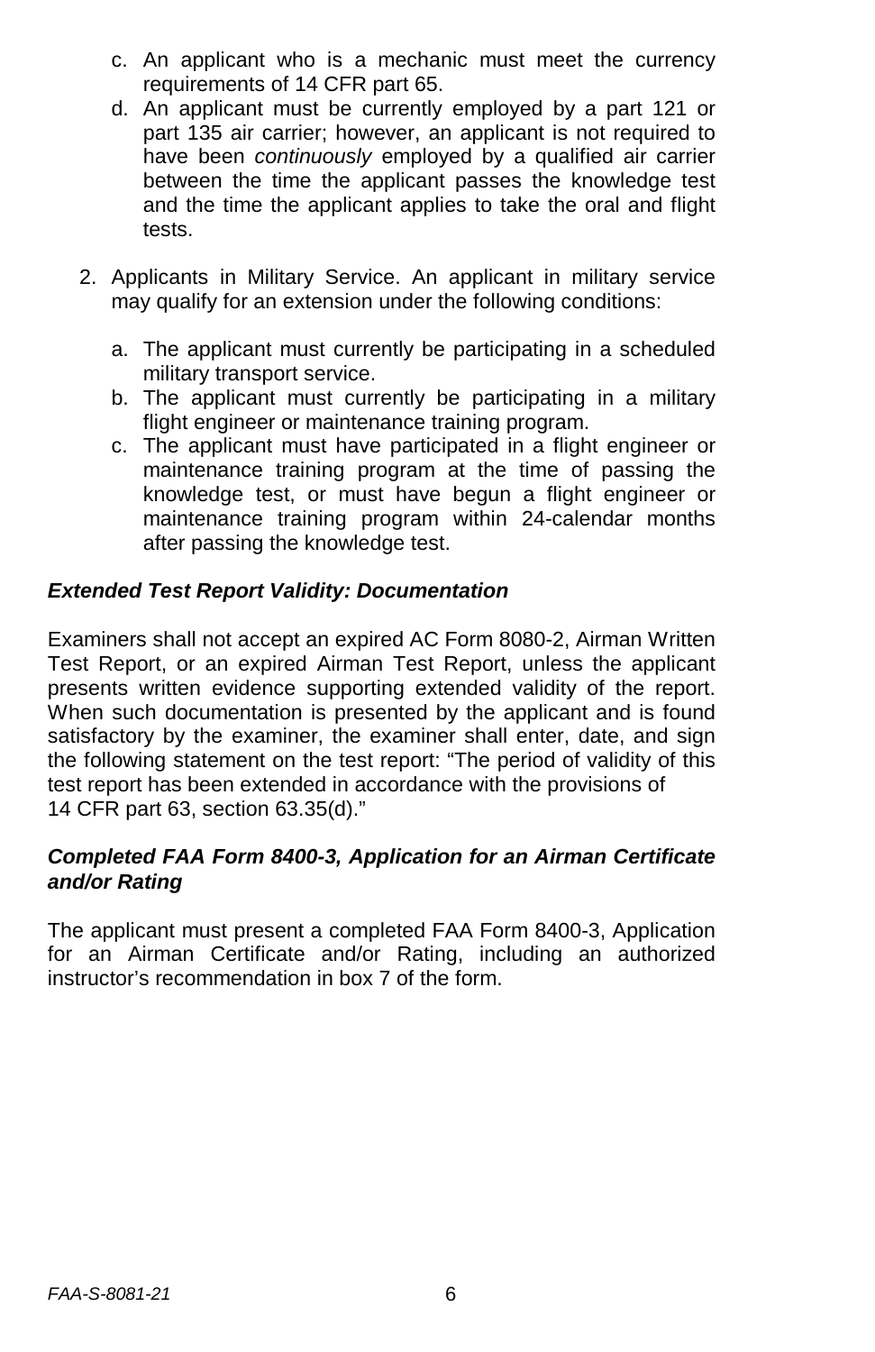c. An applicant who is a mechanic must meet the currency requirements of 14 CFR part 65.
d. An applicant must be currently employed by a part 121 or part 135 air carrier; however, an applicant is not required to have been *continuously* employed by a qualified air carrier between the time the applicant passes the knowledge test and the time the applicant applies to take the oral and flight tests.

2. Applicants in Military Service. An applicant in military service may qualify for an extension under the following conditions:

   a. The applicant must currently be participating in a scheduled military transport service.
   b. The applicant must currently be participating in a military flight engineer or maintenance training program.
   c. The applicant must have participated in a flight engineer or maintenance training program at the time of passing the knowledge test, or must have begun a flight engineer or maintenance training program within 24-calendar months after passing the knowledge test.

***Extended Test Report Validity: Documentation***

Examiners shall not accept an expired AC Form 8080-2, Airman Written Test Report, or an expired Airman Test Report, unless the applicant presents written evidence supporting extended validity of the report. When such documentation is presented by the applicant and is found satisfactory by the examiner, the examiner shall enter, date, and sign the following statement on the test report: "The period of validity of this test report has been extended in accordance with the provisions of 14 CFR part 63, section 63.35(d)."

***Completed FAA Form 8400-3, Application for an Airman Certificate and/or Rating***

The applicant must present a completed FAA Form 8400-3, Application for an Airman Certificate and/or Rating, including an authorized instructor's recommendation in box 7 of the form.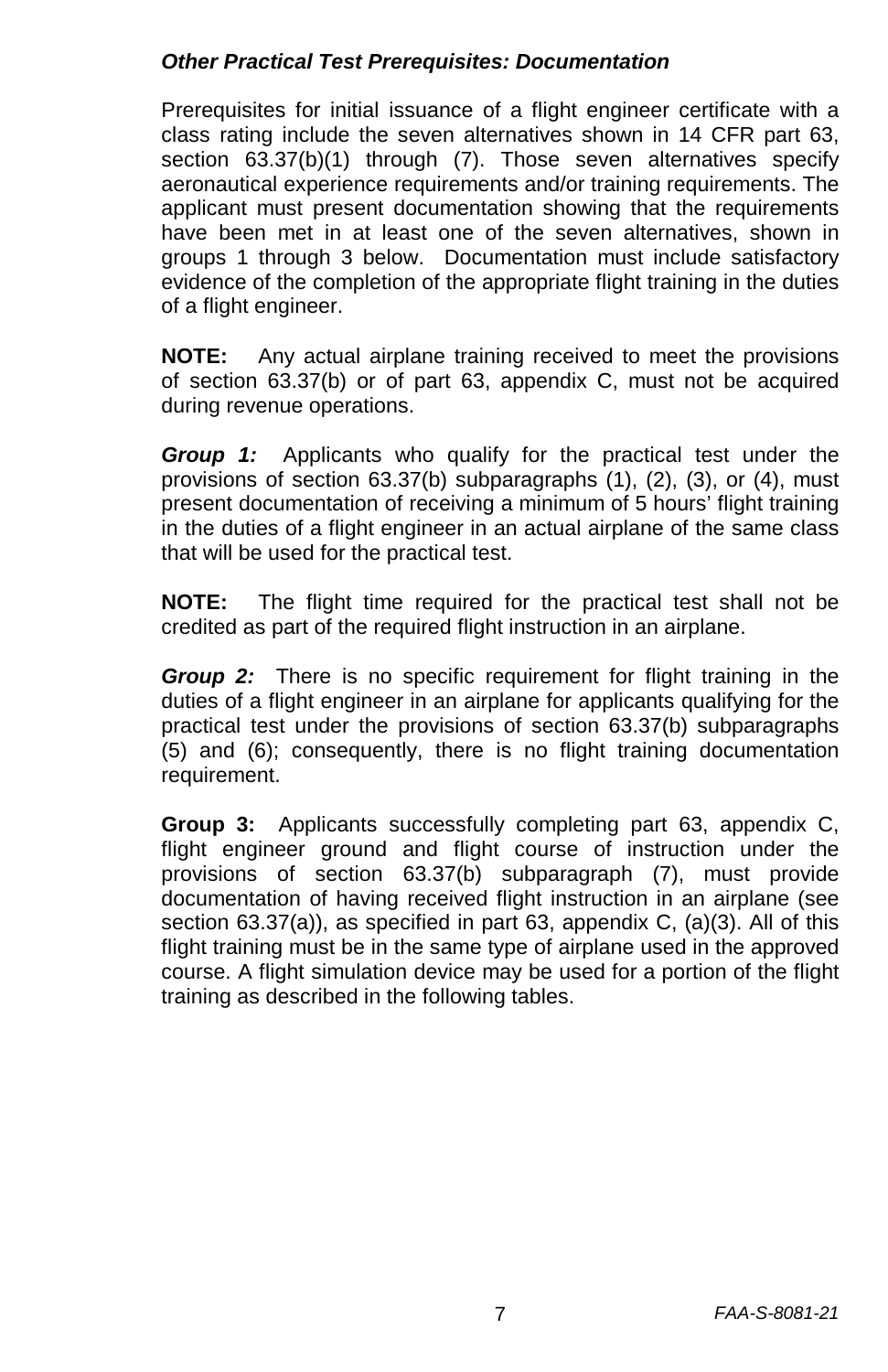### *Other Practical Test Prerequisites: Documentation*

Prerequisites for initial issuance of a flight engineer certificate with a class rating include the seven alternatives shown in 14 CFR part 63, section 63.37(b)(1) through (7). Those seven alternatives specify aeronautical experience requirements and/or training requirements. The applicant must present documentation showing that the requirements have been met in at least one of the seven alternatives, shown in groups 1 through 3 below. Documentation must include satisfactory evidence of the completion of the appropriate flight training in the duties of a flight engineer.

**NOTE:** Any actual airplane training received to meet the provisions of section 63.37(b) or of part 63, appendix C, must not be acquired during revenue operations.

***Group 1:*** Applicants who qualify for the practical test under the provisions of section 63.37(b) subparagraphs (1), (2), (3), or (4), must present documentation of receiving a minimum of 5 hours' flight training in the duties of a flight engineer in an actual airplane of the same class that will be used for the practical test.

**NOTE:** The flight time required for the practical test shall not be credited as part of the required flight instruction in an airplane.

***Group 2:*** There is no specific requirement for flight training in the duties of a flight engineer in an airplane for applicants qualifying for the practical test under the provisions of section 63.37(b) subparagraphs (5) and (6); consequently, there is no flight training documentation requirement.

**Group 3:** Applicants successfully completing part 63, appendix C, flight engineer ground and flight course of instruction under the provisions of section 63.37(b) subparagraph (7), must provide documentation of having received flight instruction in an airplane (see section 63.37(a)), as specified in part 63, appendix C, (a)(3). All of this flight training must be in the same type of airplane used in the approved course. A flight simulation device may be used for a portion of the flight training as described in the following tables.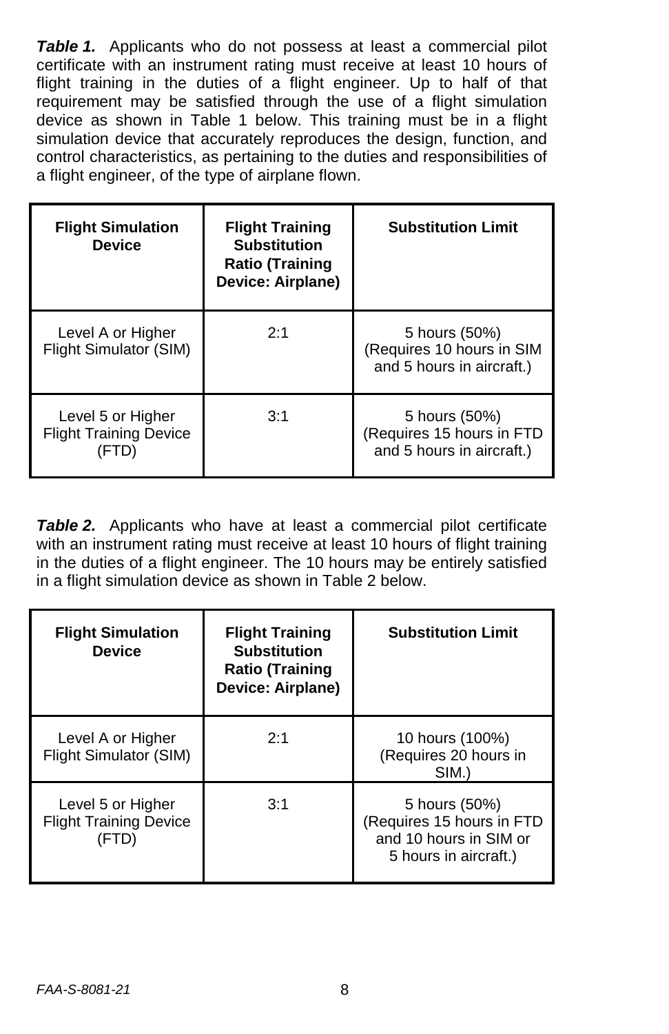***Table 1.*** Applicants who do not possess at least a commercial pilot certificate with an instrument rating must receive at least 10 hours of flight training in the duties of a flight engineer. Up to half of that requirement may be satisfied through the use of a flight simulation device as shown in Table 1 below. This training must be in a flight simulation device that accurately reproduces the design, function, and control characteristics, as pertaining to the duties and responsibilities of a flight engineer, of the type of airplane flown.

| Flight Simulation Device | Flight Training Substitution Ratio (Training Device: Airplane) | Substitution Limit |
|---|---|---|
| Level A or Higher Flight Simulator (SIM) | 2:1 | 5 hours (50%) (Requires 10 hours in SIM and 5 hours in aircraft.) |
| Level 5 or Higher Flight Training Device (FTD) | 3:1 | 5 hours (50%) (Requires 15 hours in FTD and 5 hours in aircraft.) |

***Table 2.*** Applicants who have at least a commercial pilot certificate with an instrument rating must receive at least 10 hours of flight training in the duties of a flight engineer. The 10 hours may be entirely satisfied in a flight simulation device as shown in Table 2 below.

| Flight Simulation Device | Flight Training Substitution Ratio (Training Device: Airplane) | Substitution Limit |
|---|---|---|
| Level A or Higher Flight Simulator (SIM) | 2:1 | 10 hours (100%) (Requires 20 hours in SIM.) |
| Level 5 or Higher Flight Training Device (FTD) | 3:1 | 5 hours (50%) (Requires 15 hours in FTD and 10 hours in SIM or 5 hours in aircraft.) |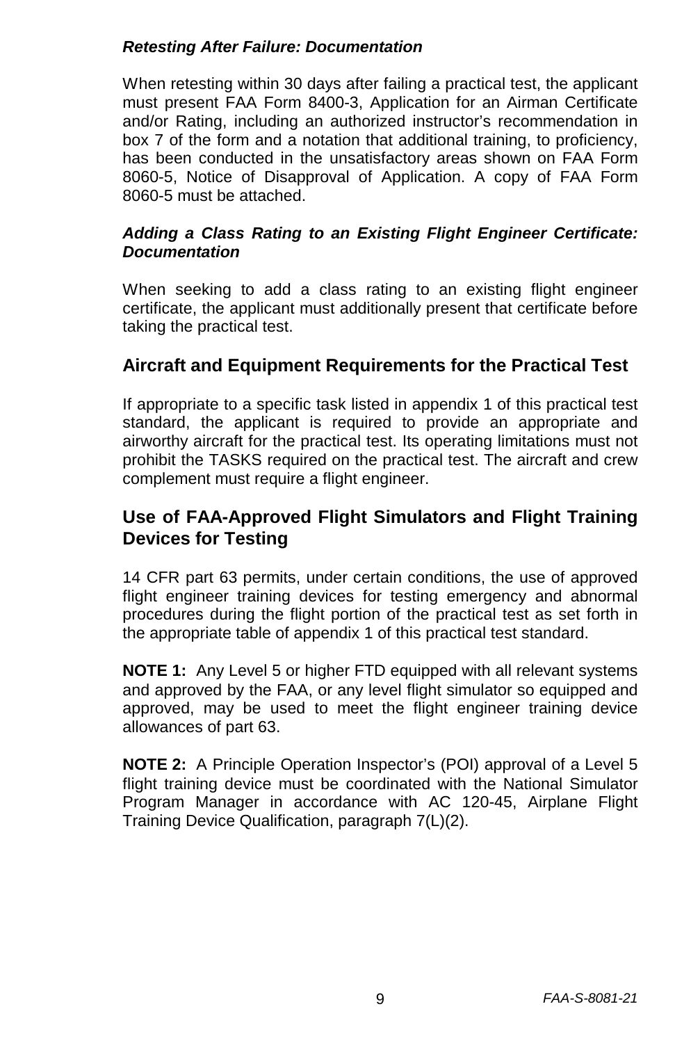***Retesting After Failure: Documentation***

When retesting within 30 days after failing a practical test, the applicant must present FAA Form 8400-3, Application for an Airman Certificate and/or Rating, including an authorized instructor's recommendation in box 7 of the form and a notation that additional training, to proficiency, has been conducted in the unsatisfactory areas shown on FAA Form 8060-5, Notice of Disapproval of Application. A copy of FAA Form 8060-5 must be attached.

***Adding a Class Rating to an Existing Flight Engineer Certificate: Documentation***

When seeking to add a class rating to an existing flight engineer certificate, the applicant must additionally present that certificate before taking the practical test.

## Aircraft and Equipment Requirements for the Practical Test

If appropriate to a specific task listed in appendix 1 of this practical test standard, the applicant is required to provide an appropriate and airworthy aircraft for the practical test. Its operating limitations must not prohibit the TASKS required on the practical test. The aircraft and crew complement must require a flight engineer.

## Use of FAA-Approved Flight Simulators and Flight Training Devices for Testing

14 CFR part 63 permits, under certain conditions, the use of approved flight engineer training devices for testing emergency and abnormal procedures during the flight portion of the practical test as set forth in the appropriate table of appendix 1 of this practical test standard.

**NOTE 1:** Any Level 5 or higher FTD equipped with all relevant systems and approved by the FAA, or any level flight simulator so equipped and approved, may be used to meet the flight engineer training device allowances of part 63.

**NOTE 2:** A Principle Operation Inspector's (POI) approval of a Level 5 flight training device must be coordinated with the National Simulator Program Manager in accordance with AC 120-45, Airplane Flight Training Device Qualification, paragraph 7(L)(2).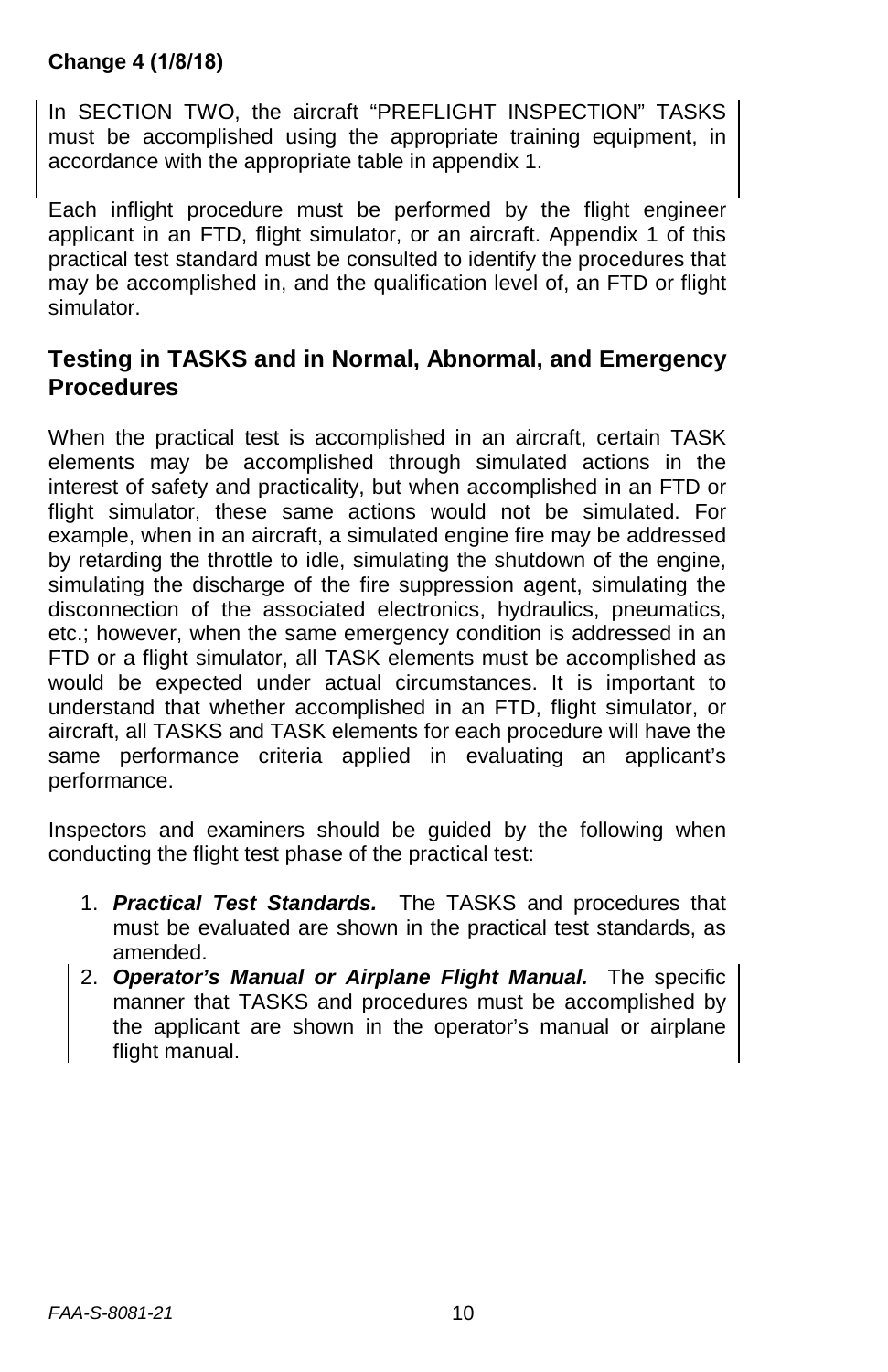**Change 4 (1/8/18)**

In SECTION TWO, the aircraft "PREFLIGHT INSPECTION" TASKS must be accomplished using the appropriate training equipment, in accordance with the appropriate table in appendix 1.

Each inflight procedure must be performed by the flight engineer applicant in an FTD, flight simulator, or an aircraft. Appendix 1 of this practical test standard must be consulted to identify the procedures that may be accomplished in, and the qualification level of, an FTD or flight simulator.

## Testing in TASKS and in Normal, Abnormal, and Emergency Procedures

When the practical test is accomplished in an aircraft, certain TASK elements may be accomplished through simulated actions in the interest of safety and practicality, but when accomplished in an FTD or flight simulator, these same actions would not be simulated. For example, when in an aircraft, a simulated engine fire may be addressed by retarding the throttle to idle, simulating the shutdown of the engine, simulating the discharge of the fire suppression agent, simulating the disconnection of the associated electronics, hydraulics, pneumatics, etc.; however, when the same emergency condition is addressed in an FTD or a flight simulator, all TASK elements must be accomplished as would be expected under actual circumstances. It is important to understand that whether accomplished in an FTD, flight simulator, or aircraft, all TASKS and TASK elements for each procedure will have the same performance criteria applied in evaluating an applicant's performance.

Inspectors and examiners should be guided by the following when conducting the flight test phase of the practical test:

1. ***Practical Test Standards.*** The TASKS and procedures that must be evaluated are shown in the practical test standards, as amended.
2. ***Operator's Manual or Airplane Flight Manual.*** The specific manner that TASKS and procedures must be accomplished by the applicant are shown in the operator's manual or airplane flight manual.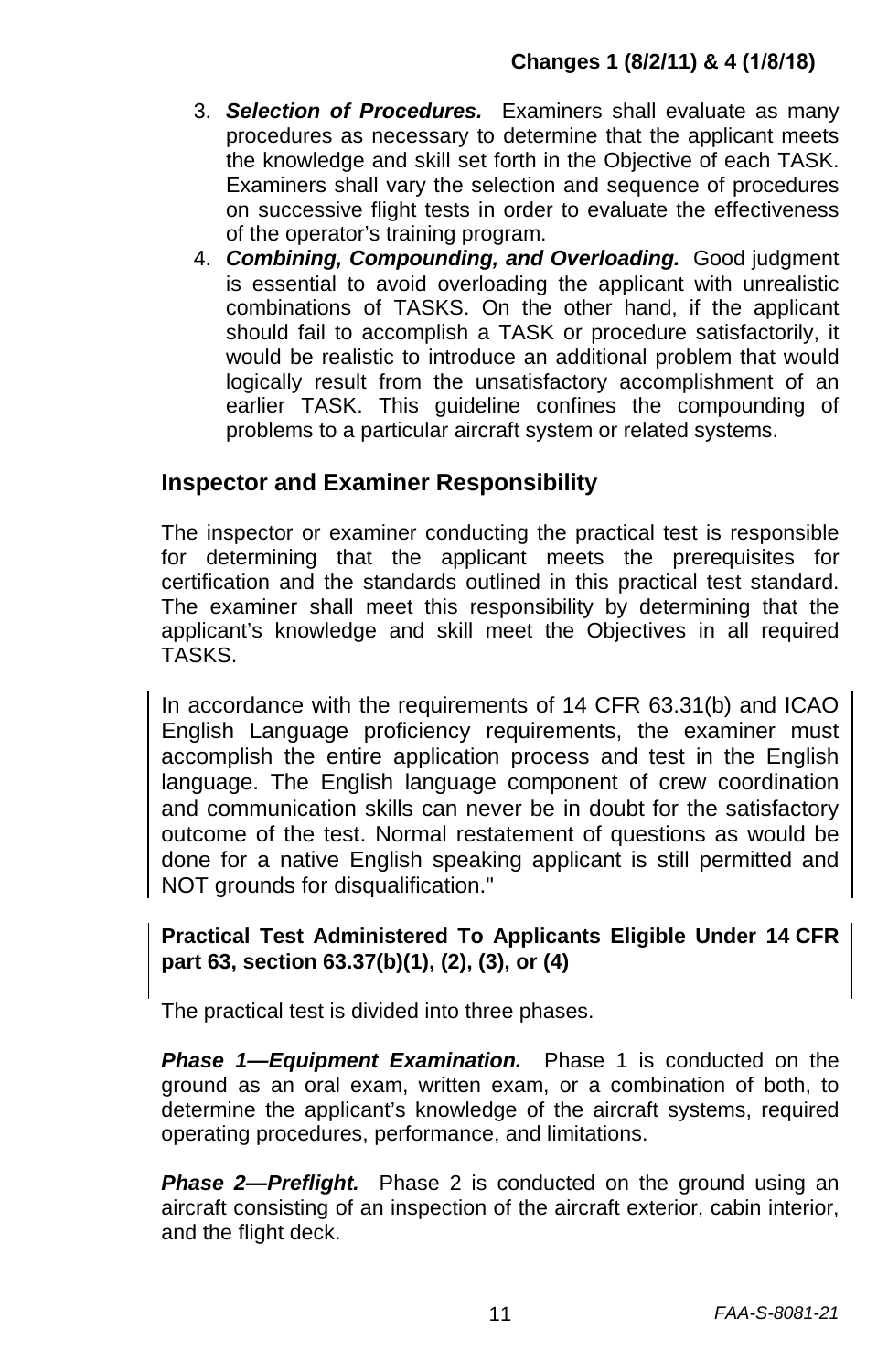3. ***Selection of Procedures.*** Examiners shall evaluate as many procedures as necessary to determine that the applicant meets the knowledge and skill set forth in the Objective of each TASK. Examiners shall vary the selection and sequence of procedures on successive flight tests in order to evaluate the effectiveness of the operator's training program.
4. ***Combining, Compounding, and Overloading.*** Good judgment is essential to avoid overloading the applicant with unrealistic combinations of TASKS. On the other hand, if the applicant should fail to accomplish a TASK or procedure satisfactorily, it would be realistic to introduce an additional problem that would logically result from the unsatisfactory accomplishment of an earlier TASK. This guideline confines the compounding of problems to a particular aircraft system or related systems.

## Inspector and Examiner Responsibility

The inspector or examiner conducting the practical test is responsible for determining that the applicant meets the prerequisites for certification and the standards outlined in this practical test standard. The examiner shall meet this responsibility by determining that the applicant's knowledge and skill meet the Objectives in all required TASKS.

In accordance with the requirements of 14 CFR 63.31(b) and ICAO English Language proficiency requirements, the examiner must accomplish the entire application process and test in the English language. The English language component of crew coordination and communication skills can never be in doubt for the satisfactory outcome of the test. Normal restatement of questions as would be done for a native English speaking applicant is still permitted and NOT grounds for disqualification."

**Practical Test Administered To Applicants Eligible Under 14 CFR part 63, section 63.37(b)(1), (2), (3), or (4)**

The practical test is divided into three phases.

***Phase 1—Equipment Examination.*** Phase 1 is conducted on the ground as an oral exam, written exam, or a combination of both, to determine the applicant's knowledge of the aircraft systems, required operating procedures, performance, and limitations.

***Phase 2—Preflight.*** Phase 2 is conducted on the ground using an aircraft consisting of an inspection of the aircraft exterior, cabin interior, and the flight deck.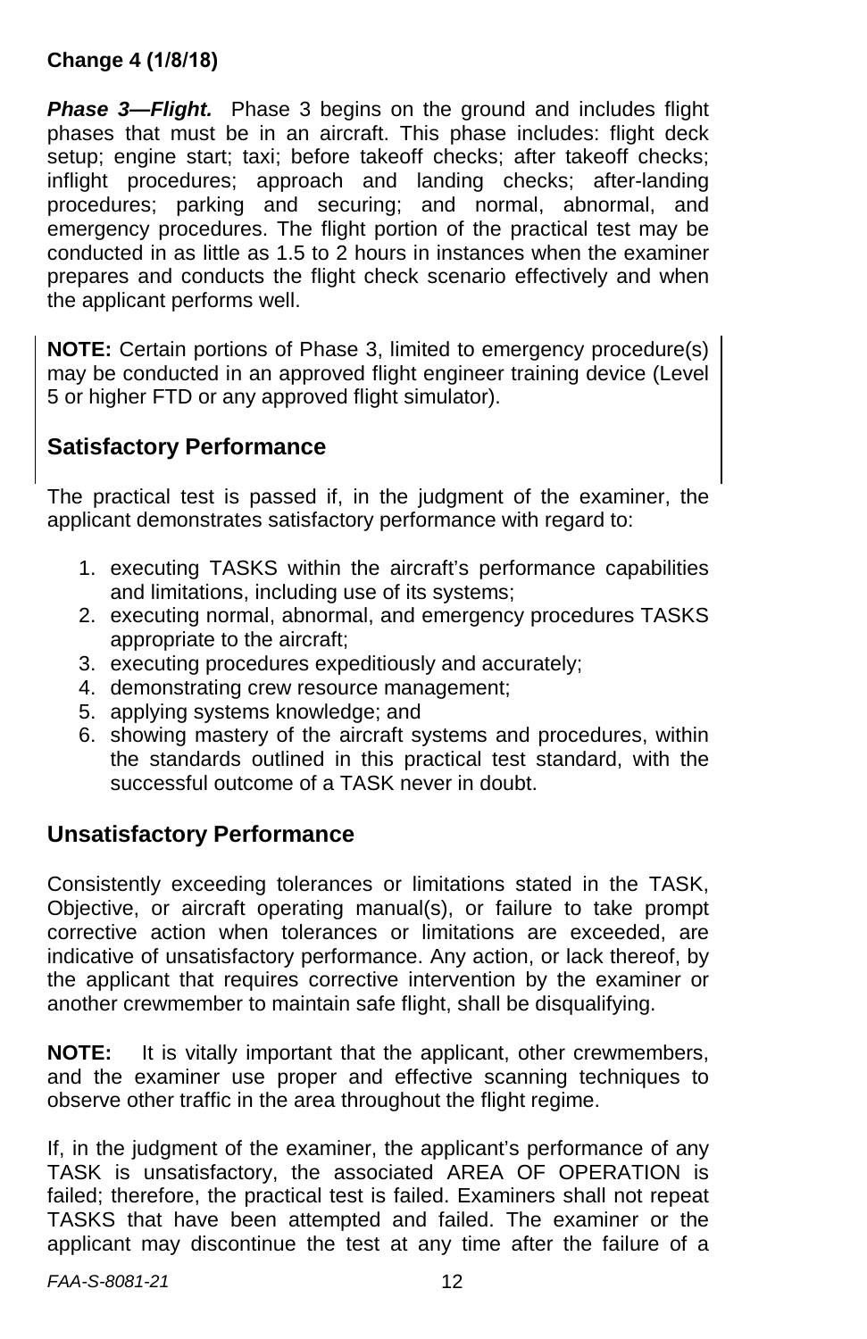***Phase 3—Flight.*** Phase 3 begins on the ground and includes flight phases that must be in an aircraft. This phase includes: flight deck setup; engine start; taxi; before takeoff checks; after takeoff checks; inflight procedures; approach and landing checks; after-landing procedures; parking and securing; and normal, abnormal, and emergency procedures. The flight portion of the practical test may be conducted in as little as 1.5 to 2 hours in instances when the examiner prepares and conducts the flight check scenario effectively and when the applicant performs well.

**NOTE:** Certain portions of Phase 3, limited to emergency procedure(s) may be conducted in an approved flight engineer training device (Level 5 or higher FTD or any approved flight simulator).

## Satisfactory Performance

The practical test is passed if, in the judgment of the examiner, the applicant demonstrates satisfactory performance with regard to:

1. executing TASKS within the aircraft's performance capabilities and limitations, including use of its systems;
2. executing normal, abnormal, and emergency procedures TASKS appropriate to the aircraft;
3. executing procedures expeditiously and accurately;
4. demonstrating crew resource management;
5. applying systems knowledge; and
6. showing mastery of the aircraft systems and procedures, within the standards outlined in this practical test standard, with the successful outcome of a TASK never in doubt.

## Unsatisfactory Performance

Consistently exceeding tolerances or limitations stated in the TASK, Objective, or aircraft operating manual(s), or failure to take prompt corrective action when tolerances or limitations are exceeded, are indicative of unsatisfactory performance. Any action, or lack thereof, by the applicant that requires corrective intervention by the examiner or another crewmember to maintain safe flight, shall be disqualifying.

**NOTE:** It is vitally important that the applicant, other crewmembers, and the examiner use proper and effective scanning techniques to observe other traffic in the area throughout the flight regime.

If, in the judgment of the examiner, the applicant's performance of any TASK is unsatisfactory, the associated AREA OF OPERATION is failed; therefore, the practical test is failed. Examiners shall not repeat TASKS that have been attempted and failed. The examiner or the applicant may discontinue the test at any time after the failure of a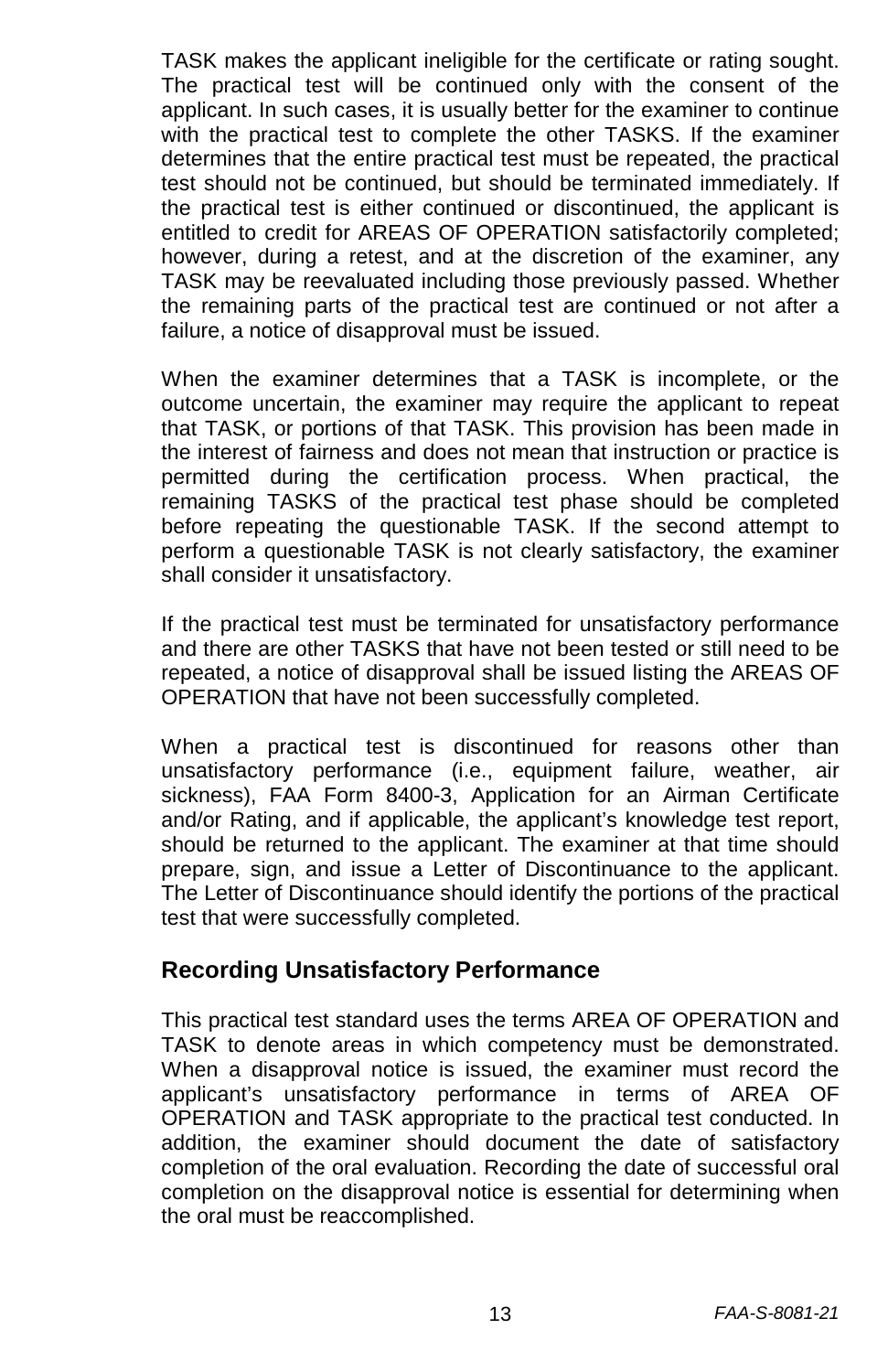TASK makes the applicant ineligible for the certificate or rating sought. The practical test will be continued only with the consent of the applicant. In such cases, it is usually better for the examiner to continue with the practical test to complete the other TASKS. If the examiner determines that the entire practical test must be repeated, the practical test should not be continued, but should be terminated immediately. If the practical test is either continued or discontinued, the applicant is entitled to credit for AREAS OF OPERATION satisfactorily completed; however, during a retest, and at the discretion of the examiner, any TASK may be reevaluated including those previously passed. Whether the remaining parts of the practical test are continued or not after a failure, a notice of disapproval must be issued.

When the examiner determines that a TASK is incomplete, or the outcome uncertain, the examiner may require the applicant to repeat that TASK, or portions of that TASK. This provision has been made in the interest of fairness and does not mean that instruction or practice is permitted during the certification process. When practical, the remaining TASKS of the practical test phase should be completed before repeating the questionable TASK. If the second attempt to perform a questionable TASK is not clearly satisfactory, the examiner shall consider it unsatisfactory.

If the practical test must be terminated for unsatisfactory performance and there are other TASKS that have not been tested or still need to be repeated, a notice of disapproval shall be issued listing the AREAS OF OPERATION that have not been successfully completed.

When a practical test is discontinued for reasons other than unsatisfactory performance (i.e., equipment failure, weather, air sickness), FAA Form 8400-3, Application for an Airman Certificate and/or Rating, and if applicable, the applicant's knowledge test report, should be returned to the applicant. The examiner at that time should prepare, sign, and issue a Letter of Discontinuance to the applicant. The Letter of Discontinuance should identify the portions of the practical test that were successfully completed.

## Recording Unsatisfactory Performance

This practical test standard uses the terms AREA OF OPERATION and TASK to denote areas in which competency must be demonstrated. When a disapproval notice is issued, the examiner must record the applicant's unsatisfactory performance in terms of AREA OF OPERATION and TASK appropriate to the practical test conducted. In addition, the examiner should document the date of satisfactory completion of the oral evaluation. Recording the date of successful oral completion on the disapproval notice is essential for determining when the oral must be reaccomplished.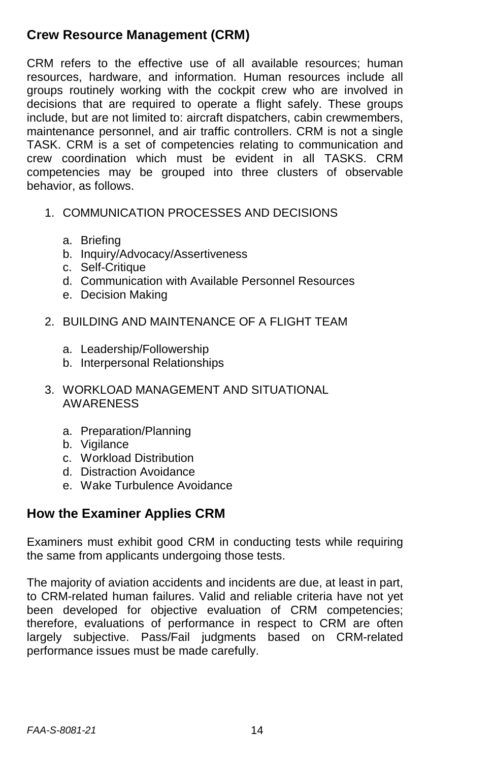## Crew Resource Management (CRM)

CRM refers to the effective use of all available resources; human resources, hardware, and information. Human resources include all groups routinely working with the cockpit crew who are involved in decisions that are required to operate a flight safely. These groups include, but are not limited to: aircraft dispatchers, cabin crewmembers, maintenance personnel, and air traffic controllers. CRM is not a single TASK. CRM is a set of competencies relating to communication and crew coordination which must be evident in all TASKS. CRM competencies may be grouped into three clusters of observable behavior, as follows.

1. COMMUNICATION PROCESSES AND DECISIONS
   a. Briefing
   b. Inquiry/Advocacy/Assertiveness
   c. Self-Critique
   d. Communication with Available Personnel Resources
   e. Decision Making
2. BUILDING AND MAINTENANCE OF A FLIGHT TEAM
   a. Leadership/Followership
   b. Interpersonal Relationships
3. WORKLOAD MANAGEMENT AND SITUATIONAL AWARENESS
   a. Preparation/Planning
   b. Vigilance
   c. Workload Distribution
   d. Distraction Avoidance
   e. Wake Turbulence Avoidance

## How the Examiner Applies CRM

Examiners must exhibit good CRM in conducting tests while requiring the same from applicants undergoing those tests.

The majority of aviation accidents and incidents are due, at least in part, to CRM-related human failures. Valid and reliable criteria have not yet been developed for objective evaluation of CRM competencies; therefore, evaluations of performance in respect to CRM are often largely subjective. Pass/Fail judgments based on CRM-related performance issues must be made carefully.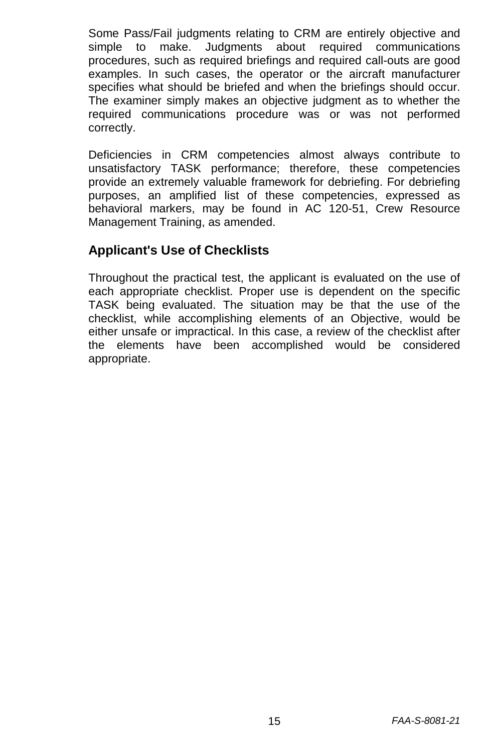Some Pass/Fail judgments relating to CRM are entirely objective and simple to make. Judgments about required communications procedures, such as required briefings and required call-outs are good examples. In such cases, the operator or the aircraft manufacturer specifies what should be briefed and when the briefings should occur. The examiner simply makes an objective judgment as to whether the required communications procedure was or was not performed correctly.

Deficiencies in CRM competencies almost always contribute to unsatisfactory TASK performance; therefore, these competencies provide an extremely valuable framework for debriefing. For debriefing purposes, an amplified list of these competencies, expressed as behavioral markers, may be found in AC 120-51, Crew Resource Management Training, as amended.

## Applicant's Use of Checklists

Throughout the practical test, the applicant is evaluated on the use of each appropriate checklist. Proper use is dependent on the specific TASK being evaluated. The situation may be that the use of the checklist, while accomplishing elements of an Objective, would be either unsafe or impractical. In this case, a review of the checklist after the elements have been accomplished would be considered appropriate.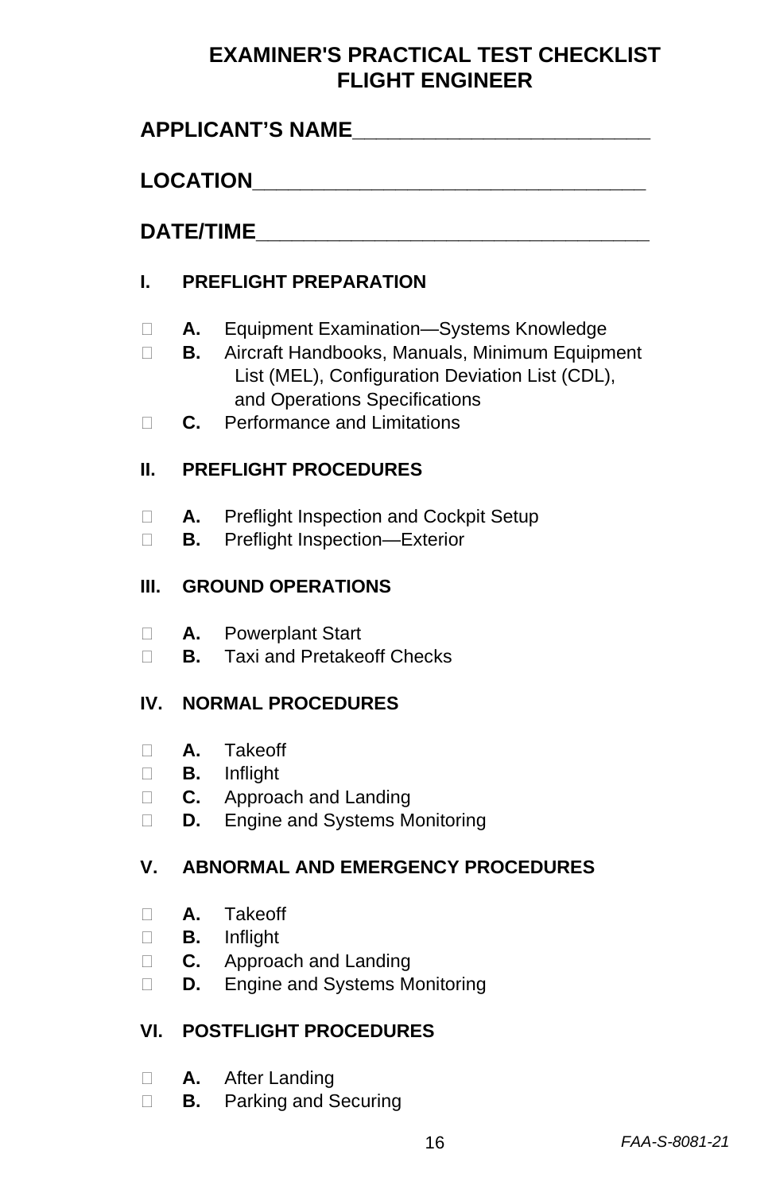# EXAMINER'S PRACTICAL TEST CHECKLIST
# FLIGHT ENGINEER

**APPLICANT'S NAME**_________________________

**LOCATION**__________________________________

**DATE/TIME**_________________________________

**I. PREFLIGHT PREPARATION**

- ☐ **A.** Equipment Examination—Systems Knowledge
- ☐ **B.** Aircraft Handbooks, Manuals, Minimum Equipment List (MEL), Configuration Deviation List (CDL), and Operations Specifications
- ☐ **C.** Performance and Limitations

**II. PREFLIGHT PROCEDURES**

- ☐ **A.** Preflight Inspection and Cockpit Setup
- ☐ **B.** Preflight Inspection—Exterior

**III. GROUND OPERATIONS**

- ☐ **A.** Powerplant Start
- ☐ **B.** Taxi and Pretakeoff Checks

**IV. NORMAL PROCEDURES**

- ☐ **A.** Takeoff
- ☐ **B.** Inflight
- ☐ **C.** Approach and Landing
- ☐ **D.** Engine and Systems Monitoring

**V. ABNORMAL AND EMERGENCY PROCEDURES**

- ☐ **A.** Takeoff
- ☐ **B.** Inflight
- ☐ **C.** Approach and Landing
- ☐ **D.** Engine and Systems Monitoring

**VI. POSTFLIGHT PROCEDURES**

- ☐ **A.** After Landing
- ☐ **B.** Parking and Securing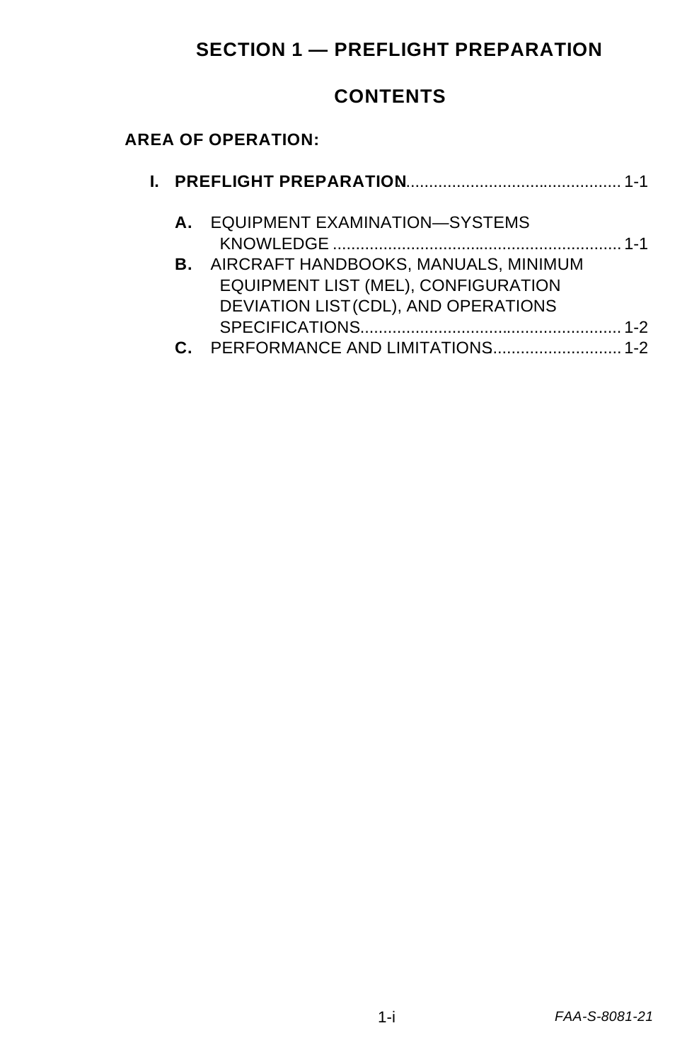# SECTION 1 — PREFLIGHT PREPARATION

## CONTENTS

**AREA OF OPERATION:**

**I. PREFLIGHT PREPARATION** .............................................. 1-1

- **A.** EQUIPMENT EXAMINATION—SYSTEMS KNOWLEDGE .............................................................. 1-1
- **B.** AIRCRAFT HANDBOOKS, MANUALS, MINIMUM EQUIPMENT LIST (MEL), CONFIGURATION DEVIATION LIST (CDL), AND OPERATIONS SPECIFICATIONS........................................................ 1-2
- **C.** PERFORMANCE AND LIMITATIONS........................... 1-2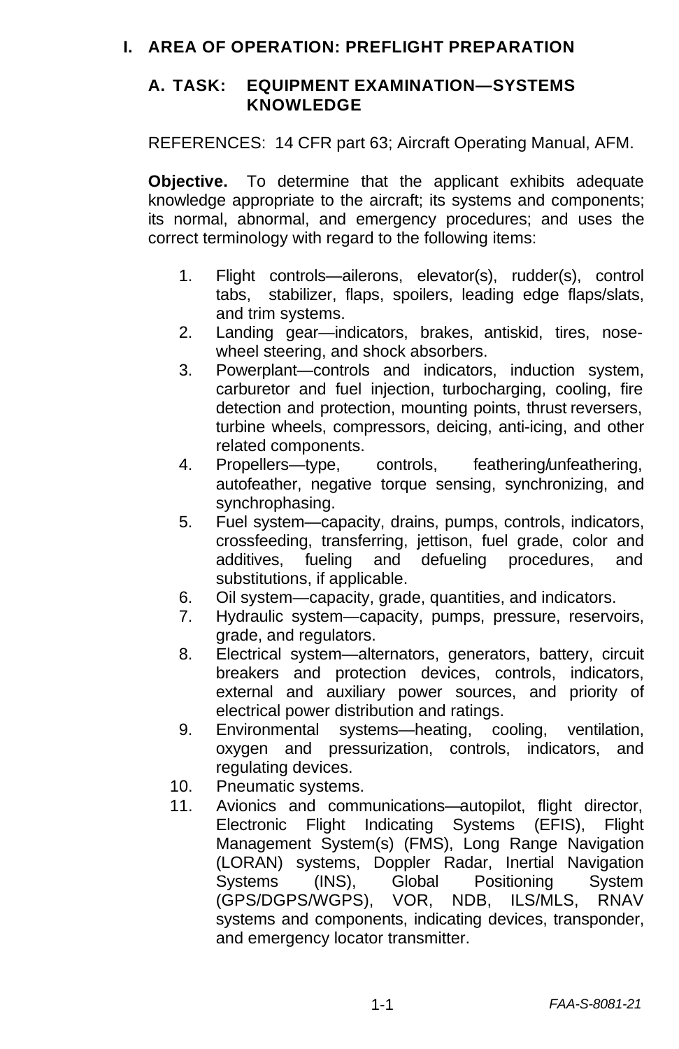# I. AREA OF OPERATION: PREFLIGHT PREPARATION

## A. TASK: EQUIPMENT EXAMINATION—SYSTEMS KNOWLEDGE

REFERENCES: 14 CFR part 63; Aircraft Operating Manual, AFM.

**Objective.** To determine that the applicant exhibits adequate knowledge appropriate to the aircraft; its systems and components; its normal, abnormal, and emergency procedures; and uses the correct terminology with regard to the following items:

1. Flight controls—ailerons, elevator(s), rudder(s), control tabs, stabilizer, flaps, spoilers, leading edge flaps/slats, and trim systems.
2. Landing gear—indicators, brakes, antiskid, tires, nose-wheel steering, and shock absorbers.
3. Powerplant—controls and indicators, induction system, carburetor and fuel injection, turbocharging, cooling, fire detection and protection, mounting points, thrust reversers, turbine wheels, compressors, deicing, anti-icing, and other related components.
4. Propellers—type, controls, feathering/unfeathering, autofeather, negative torque sensing, synchronizing, and synchrophasing.
5. Fuel system—capacity, drains, pumps, controls, indicators, crossfeeding, transferring, jettison, fuel grade, color and additives, fueling and defueling procedures, and substitutions, if applicable.
6. Oil system—capacity, grade, quantities, and indicators.
7. Hydraulic system—capacity, pumps, pressure, reservoirs, grade, and regulators.
8. Electrical system—alternators, generators, battery, circuit breakers and protection devices, controls, indicators, external and auxiliary power sources, and priority of electrical power distribution and ratings.
9. Environmental systems—heating, cooling, ventilation, oxygen and pressurization, controls, indicators, and regulating devices.
10. Pneumatic systems.
11. Avionics and communications—autopilot, flight director, Electronic Flight Indicating Systems (EFIS), Flight Management System(s) (FMS), Long Range Navigation (LORAN) systems, Doppler Radar, Inertial Navigation Systems (INS), Global Positioning System (GPS/DGPS/WGPS), VOR, NDB, ILS/MLS, RNAV systems and components, indicating devices, transponder, and emergency locator transmitter.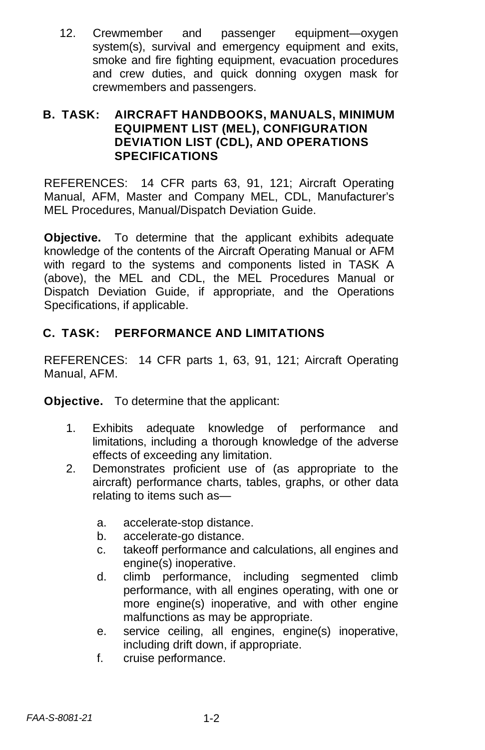12. Crewmember and passenger equipment—oxygen system(s), survival and emergency equipment and exits, smoke and fire fighting equipment, evacuation procedures and crew duties, and quick donning oxygen mask for crewmembers and passengers.

### B. TASK: AIRCRAFT HANDBOOKS, MANUALS, MINIMUM EQUIPMENT LIST (MEL), CONFIGURATION DEVIATION LIST (CDL), AND OPERATIONS SPECIFICATIONS

REFERENCES: 14 CFR parts 63, 91, 121; Aircraft Operating Manual, AFM, Master and Company MEL, CDL, Manufacturer's MEL Procedures, Manual/Dispatch Deviation Guide.

**Objective.** To determine that the applicant exhibits adequate knowledge of the contents of the Aircraft Operating Manual or AFM with regard to the systems and components listed in TASK A (above), the MEL and CDL, the MEL Procedures Manual or Dispatch Deviation Guide, if appropriate, and the Operations Specifications, if applicable.

### C. TASK: PERFORMANCE AND LIMITATIONS

REFERENCES: 14 CFR parts 1, 63, 91, 121; Aircraft Operating Manual, AFM.

**Objective.** To determine that the applicant:

1. Exhibits adequate knowledge of performance and limitations, including a thorough knowledge of the adverse effects of exceeding any limitation.
2. Demonstrates proficient use of (as appropriate to the aircraft) performance charts, tables, graphs, or other data relating to items such as—

    a. accelerate-stop distance.
    b. accelerate-go distance.
    c. takeoff performance and calculations, all engines and engine(s) inoperative.
    d. climb performance, including segmented climb performance, with all engines operating, with one or more engine(s) inoperative, and with other engine malfunctions as may be appropriate.
    e. service ceiling, all engines, engine(s) inoperative, including drift down, if appropriate.
    f. cruise performance.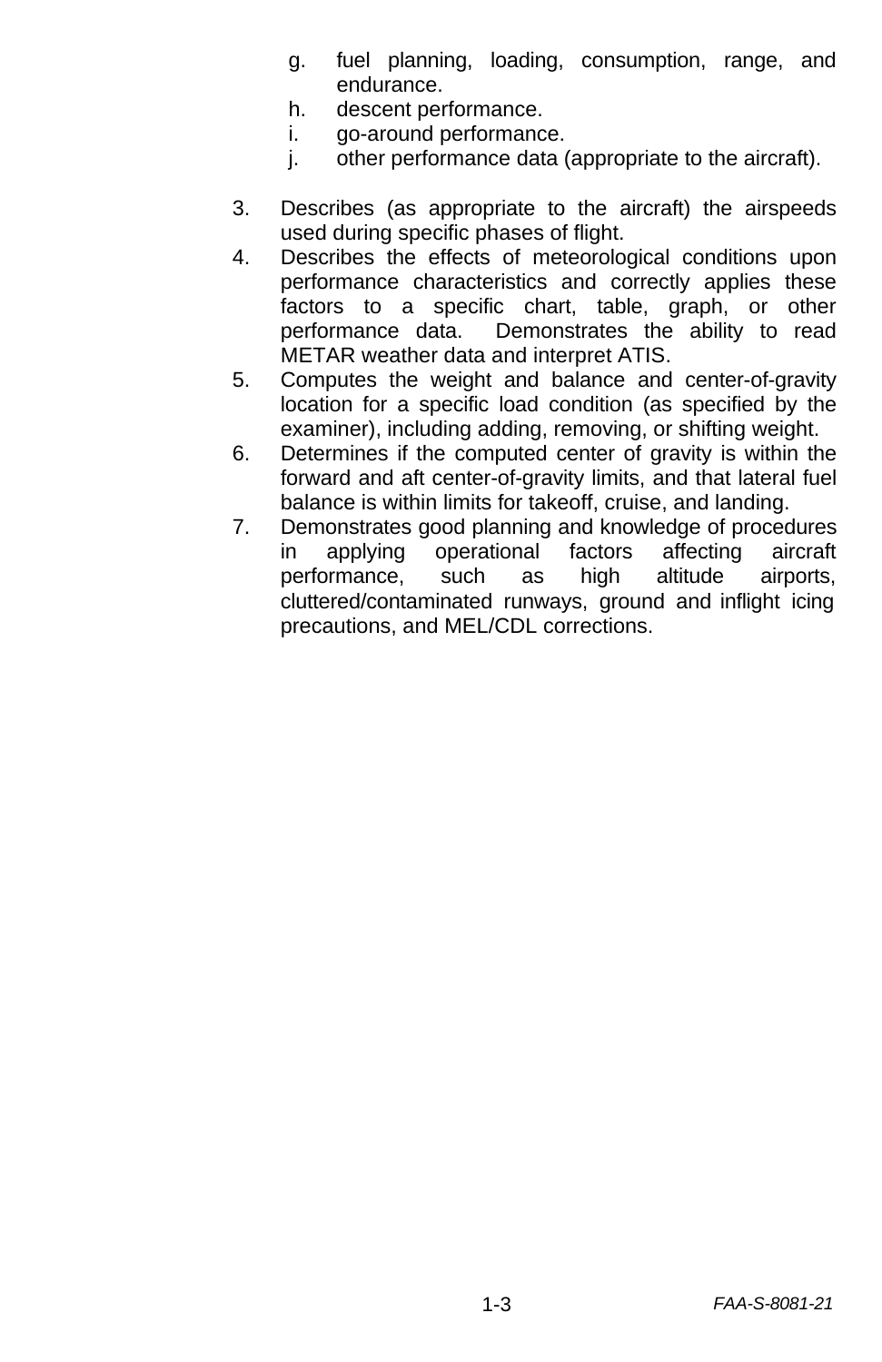g. fuel planning, loading, consumption, range, and endurance.
   h. descent performance.
   i. go-around performance.
   j. other performance data (appropriate to the aircraft).

3. Describes (as appropriate to the aircraft) the airspeeds used during specific phases of flight.
4. Describes the effects of meteorological conditions upon performance characteristics and correctly applies these factors to a specific chart, table, graph, or other performance data. Demonstrates the ability to read METAR weather data and interpret ATIS.
5. Computes the weight and balance and center-of-gravity location for a specific load condition (as specified by the examiner), including adding, removing, or shifting weight.
6. Determines if the computed center of gravity is within the forward and aft center-of-gravity limits, and that lateral fuel balance is within limits for takeoff, cruise, and landing.
7. Demonstrates good planning and knowledge of procedures in applying operational factors affecting aircraft performance, such as high altitude airports, cluttered/contaminated runways, ground and inflight icing precautions, and MEL/CDL corrections.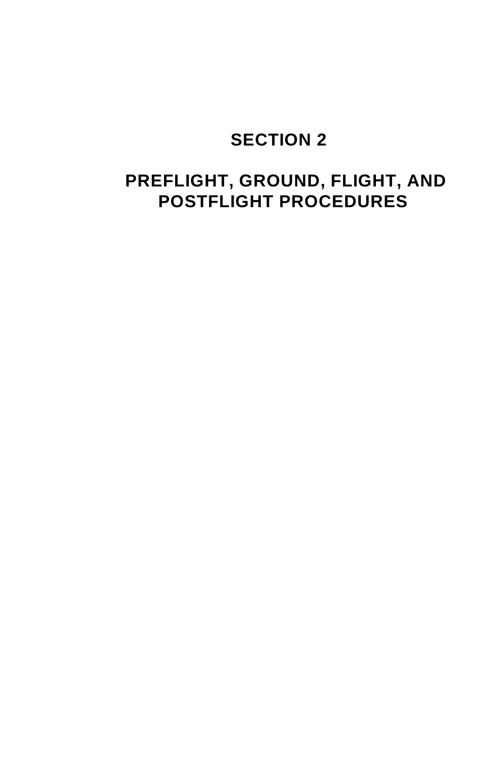# SECTION 2

## PREFLIGHT, GROUND, FLIGHT, AND POSTFLIGHT PROCEDURES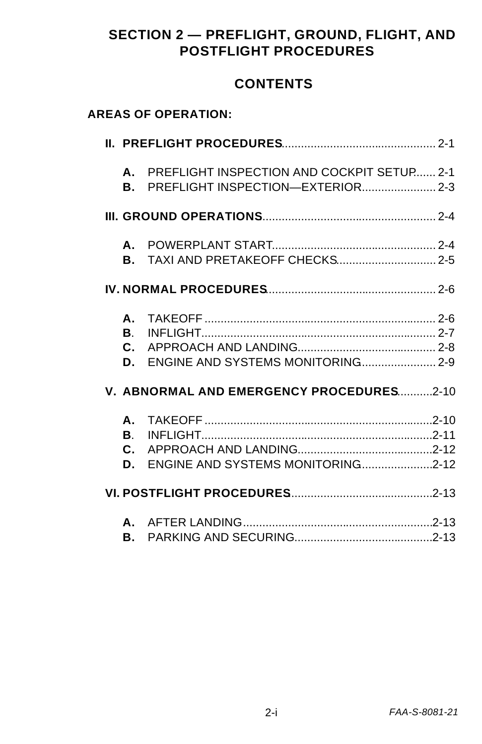# SECTION 2 — PREFLIGHT, GROUND, FLIGHT, AND POSTFLIGHT PROCEDURES

## CONTENTS

**AREAS OF OPERATION:**

**II. PREFLIGHT PROCEDURES** ............................................... 2-1

- **A.** PREFLIGHT INSPECTION AND COCKPIT SETUP....... 2-1
- **B.** PREFLIGHT INSPECTION—EXTERIOR....................... 2-3

**III. GROUND OPERATIONS** ..................................................... 2-4

- **A.** POWERPLANT START................................................. 2-4
- **B.** TAXI AND PRETAKEOFF CHECKS............................... 2-5

**IV. NORMAL PROCEDURES** .................................................... 2-6

- **A.** TAKEOFF ........................................................................ 2-6
- **B**. INFLIGHT......................................................................... 2-7
- **C.** APPROACH AND LANDING........................................... 2-8
- **D.** ENGINE AND SYSTEMS MONITORING....................... 2-9

**V. ABNORMAL AND EMERGENCY PROCEDURES** ...........2-10

- **A.** TAKEOFF .......................................................................2-10
- **B**. INFLIGHT........................................................................2-11
- **C.** APPROACH AND LANDING..........................................2-12
- **D.** ENGINE AND SYSTEMS MONITORING......................2-12

**VI. POSTFLIGHT PROCEDURES** ...........................................2-13

- **A.** AFTER LANDING...........................................................2-13
- **B.** PARKING AND SECURING...........................................2-13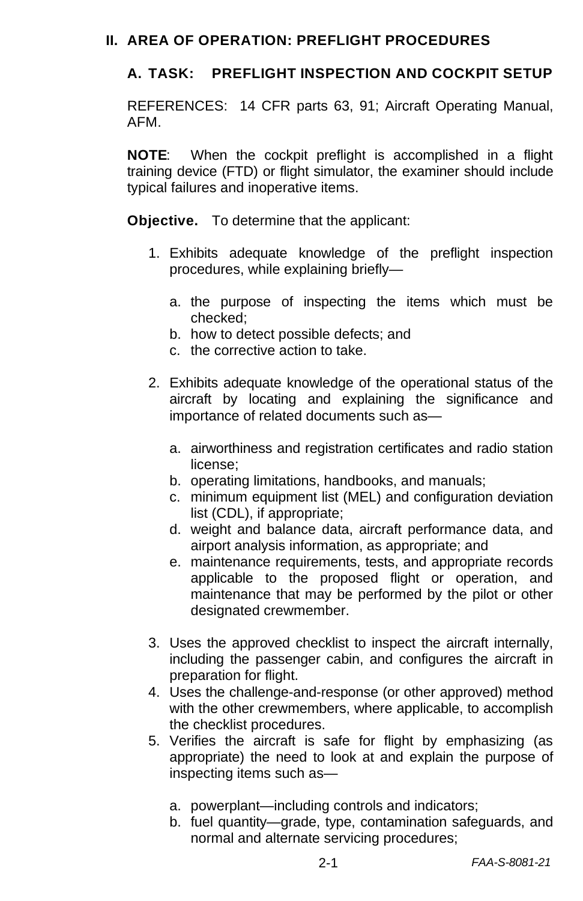## II. AREA OF OPERATION: PREFLIGHT PROCEDURES

### A. TASK: PREFLIGHT INSPECTION AND COCKPIT SETUP

REFERENCES: 14 CFR parts 63, 91; Aircraft Operating Manual, AFM.

**NOTE**: When the cockpit preflight is accomplished in a flight training device (FTD) or flight simulator, the examiner should include typical failures and inoperative items.

**Objective.** To determine that the applicant:

1. Exhibits adequate knowledge of the preflight inspection procedures, while explaining briefly—

   a. the purpose of inspecting the items which must be checked;
   b. how to detect possible defects; and
   c. the corrective action to take.

2. Exhibits adequate knowledge of the operational status of the aircraft by locating and explaining the significance and importance of related documents such as—

   a. airworthiness and registration certificates and radio station license;
   b. operating limitations, handbooks, and manuals;
   c. minimum equipment list (MEL) and configuration deviation list (CDL), if appropriate;
   d. weight and balance data, aircraft performance data, and airport analysis information, as appropriate; and
   e. maintenance requirements, tests, and appropriate records applicable to the proposed flight or operation, and maintenance that may be performed by the pilot or other designated crewmember.

3. Uses the approved checklist to inspect the aircraft internally, including the passenger cabin, and configures the aircraft in preparation for flight.
4. Uses the challenge-and-response (or other approved) method with the other crewmembers, where applicable, to accomplish the checklist procedures.
5. Verifies the aircraft is safe for flight by emphasizing (as appropriate) the need to look at and explain the purpose of inspecting items such as—

   a. powerplant—including controls and indicators;
   b. fuel quantity—grade, type, contamination safeguards, and normal and alternate servicing procedures;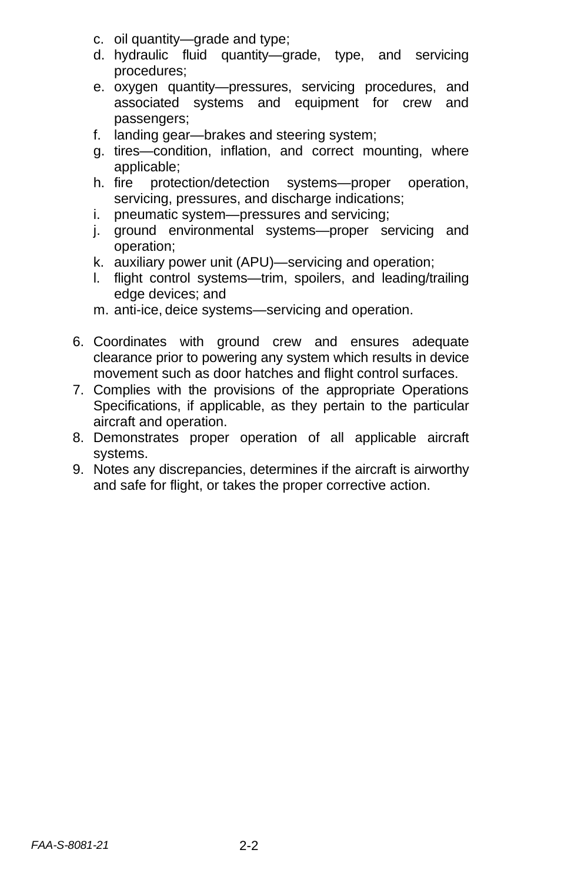c. oil quantity—grade and type;
d. hydraulic fluid quantity—grade, type, and servicing procedures;
e. oxygen quantity—pressures, servicing procedures, and associated systems and equipment for crew and passengers;
f. landing gear—brakes and steering system;
g. tires—condition, inflation, and correct mounting, where applicable;
h. fire protection/detection systems—proper operation, servicing, pressures, and discharge indications;
i. pneumatic system—pressures and servicing;
j. ground environmental systems—proper servicing and operation;
k. auxiliary power unit (APU)—servicing and operation;
l. flight control systems—trim, spoilers, and leading/trailing edge devices; and
m. anti-ice, deice systems—servicing and operation.

6. Coordinates with ground crew and ensures adequate clearance prior to powering any system which results in device movement such as door hatches and flight control surfaces.
7. Complies with the provisions of the appropriate Operations Specifications, if applicable, as they pertain to the particular aircraft and operation.
8. Demonstrates proper operation of all applicable aircraft systems.
9. Notes any discrepancies, determines if the aircraft is airworthy and safe for flight, or takes the proper corrective action.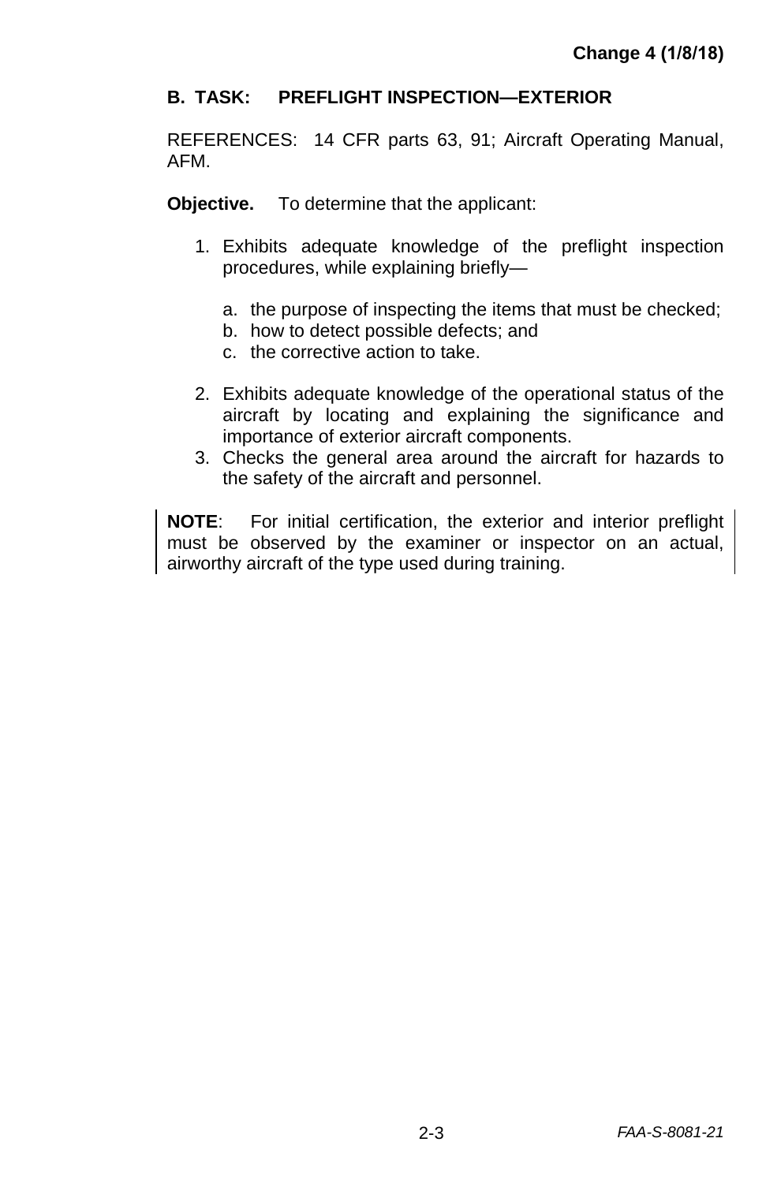## B. TASK: PREFLIGHT INSPECTION—EXTERIOR

REFERENCES: 14 CFR parts 63, 91; Aircraft Operating Manual, AFM.

**Objective.** To determine that the applicant:

1. Exhibits adequate knowledge of the preflight inspection procedures, while explaining briefly—

   a. the purpose of inspecting the items that must be checked;
   b. how to detect possible defects; and
   c. the corrective action to take.

2. Exhibits adequate knowledge of the operational status of the aircraft by locating and explaining the significance and importance of exterior aircraft components.
3. Checks the general area around the aircraft for hazards to the safety of the aircraft and personnel.

**NOTE**: For initial certification, the exterior and interior preflight must be observed by the examiner or inspector on an actual, airworthy aircraft of the type used during training.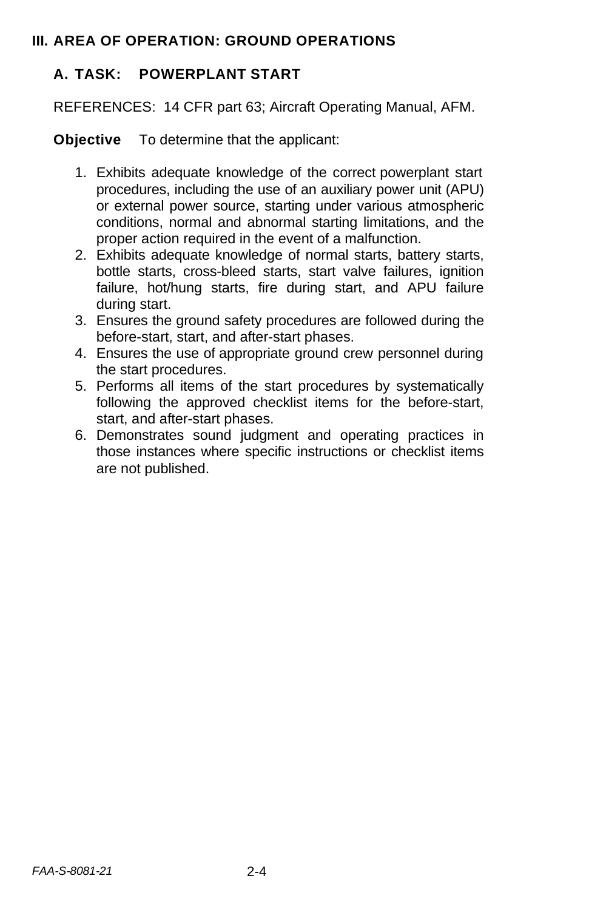## III. AREA OF OPERATION: GROUND OPERATIONS

### A. TASK: POWERPLANT START

REFERENCES: 14 CFR part 63; Aircraft Operating Manual, AFM.

**Objective** To determine that the applicant:

1. Exhibits adequate knowledge of the correct powerplant start procedures, including the use of an auxiliary power unit (APU) or external power source, starting under various atmospheric conditions, normal and abnormal starting limitations, and the proper action required in the event of a malfunction.
2. Exhibits adequate knowledge of normal starts, battery starts, bottle starts, cross-bleed starts, start valve failures, ignition failure, hot/hung starts, fire during start, and APU failure during start.
3. Ensures the ground safety procedures are followed during the before-start, start, and after-start phases.
4. Ensures the use of appropriate ground crew personnel during the start procedures.
5. Performs all items of the start procedures by systematically following the approved checklist items for the before-start, start, and after-start phases.
6. Demonstrates sound judgment and operating practices in those instances where specific instructions or checklist items are not published.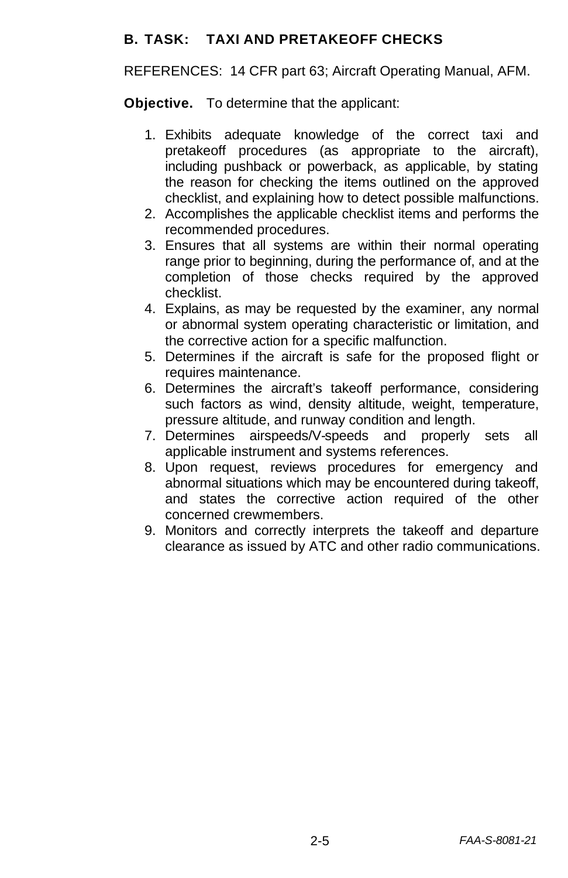### B. TASK: TAXI AND PRETAKEOFF CHECKS

REFERENCES: 14 CFR part 63; Aircraft Operating Manual, AFM.

**Objective.** To determine that the applicant:

1. Exhibits adequate knowledge of the correct taxi and pretakeoff procedures (as appropriate to the aircraft), including pushback or powerback, as applicable, by stating the reason for checking the items outlined on the approved checklist, and explaining how to detect possible malfunctions.
2. Accomplishes the applicable checklist items and performs the recommended procedures.
3. Ensures that all systems are within their normal operating range prior to beginning, during the performance of, and at the completion of those checks required by the approved checklist.
4. Explains, as may be requested by the examiner, any normal or abnormal system operating characteristic or limitation, and the corrective action for a specific malfunction.
5. Determines if the aircraft is safe for the proposed flight or requires maintenance.
6. Determines the aircraft's takeoff performance, considering such factors as wind, density altitude, weight, temperature, pressure altitude, and runway condition and length.
7. Determines airspeeds/V-speeds and properly sets all applicable instrument and systems references.
8. Upon request, reviews procedures for emergency and abnormal situations which may be encountered during takeoff, and states the corrective action required of the other concerned crewmembers.
9. Monitors and correctly interprets the takeoff and departure clearance as issued by ATC and other radio communications.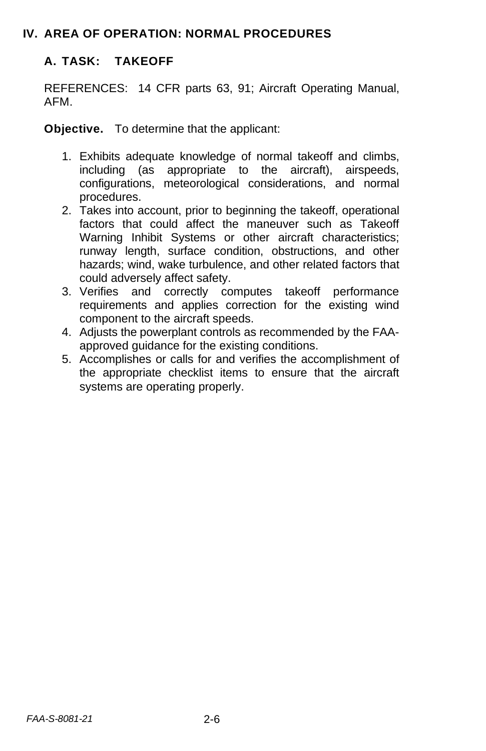# IV. AREA OF OPERATION: NORMAL PROCEDURES

## A. TASK: TAKEOFF

REFERENCES: 14 CFR parts 63, 91; Aircraft Operating Manual, AFM.

**Objective.** To determine that the applicant:

1. Exhibits adequate knowledge of normal takeoff and climbs, including (as appropriate to the aircraft), airspeeds, configurations, meteorological considerations, and normal procedures.
2. Takes into account, prior to beginning the takeoff, operational factors that could affect the maneuver such as Takeoff Warning Inhibit Systems or other aircraft characteristics; runway length, surface condition, obstructions, and other hazards; wind, wake turbulence, and other related factors that could adversely affect safety.
3. Verifies and correctly computes takeoff performance requirements and applies correction for the existing wind component to the aircraft speeds.
4. Adjusts the powerplant controls as recommended by the FAA-approved guidance for the existing conditions.
5. Accomplishes or calls for and verifies the accomplishment of the appropriate checklist items to ensure that the aircraft systems are operating properly.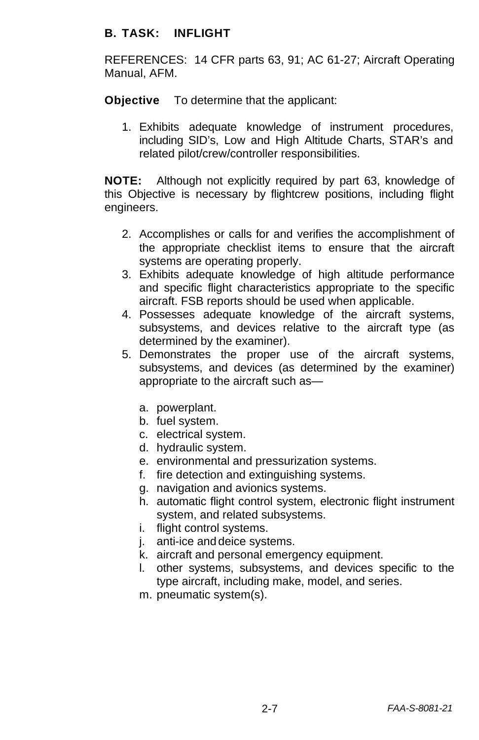### B. TASK: INFLIGHT

REFERENCES: 14 CFR parts 63, 91; AC 61-27; Aircraft Operating Manual, AFM.

**Objective** To determine that the applicant:

1. Exhibits adequate knowledge of instrument procedures, including SID's, Low and High Altitude Charts, STAR's and related pilot/crew/controller responsibilities.

**NOTE:** Although not explicitly required by part 63, knowledge of this Objective is necessary by flightcrew positions, including flight engineers.

2. Accomplishes or calls for and verifies the accomplishment of the appropriate checklist items to ensure that the aircraft systems are operating properly.
3. Exhibits adequate knowledge of high altitude performance and specific flight characteristics appropriate to the specific aircraft. FSB reports should be used when applicable.
4. Possesses adequate knowledge of the aircraft systems, subsystems, and devices relative to the aircraft type (as determined by the examiner).
5. Demonstrates the proper use of the aircraft systems, subsystems, and devices (as determined by the examiner) appropriate to the aircraft such as—

   a. powerplant.
   b. fuel system.
   c. electrical system.
   d. hydraulic system.
   e. environmental and pressurization systems.
   f. fire detection and extinguishing systems.
   g. navigation and avionics systems.
   h. automatic flight control system, electronic flight instrument system, and related subsystems.
   i. flight control systems.
   j. anti-ice and deice systems.
   k. aircraft and personal emergency equipment.
   l. other systems, subsystems, and devices specific to the type aircraft, including make, model, and series.
   m. pneumatic system(s).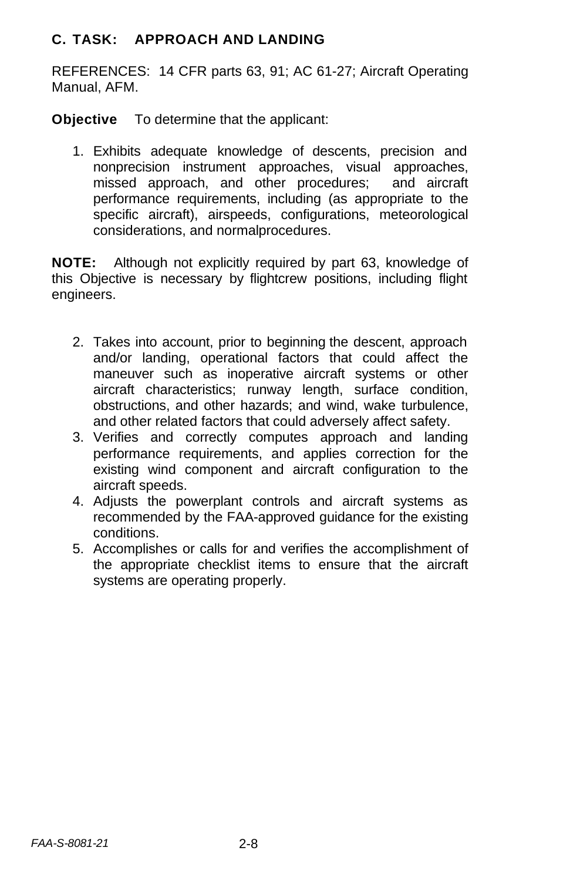### C. TASK: APPROACH AND LANDING

REFERENCES: 14 CFR parts 63, 91; AC 61-27; Aircraft Operating Manual, AFM.

**Objective** To determine that the applicant:

1. Exhibits adequate knowledge of descents, precision and nonprecision instrument approaches, visual approaches, missed approach, and other procedures; and aircraft performance requirements, including (as appropriate to the specific aircraft), airspeeds, configurations, meteorological considerations, and normalprocedures.

**NOTE:** Although not explicitly required by part 63, knowledge of this Objective is necessary by flightcrew positions, including flight engineers.

2. Takes into account, prior to beginning the descent, approach and/or landing, operational factors that could affect the maneuver such as inoperative aircraft systems or other aircraft characteristics; runway length, surface condition, obstructions, and other hazards; and wind, wake turbulence, and other related factors that could adversely affect safety.
3. Verifies and correctly computes approach and landing performance requirements, and applies correction for the existing wind component and aircraft configuration to the aircraft speeds.
4. Adjusts the powerplant controls and aircraft systems as recommended by the FAA-approved guidance for the existing conditions.
5. Accomplishes or calls for and verifies the accomplishment of the appropriate checklist items to ensure that the aircraft systems are operating properly.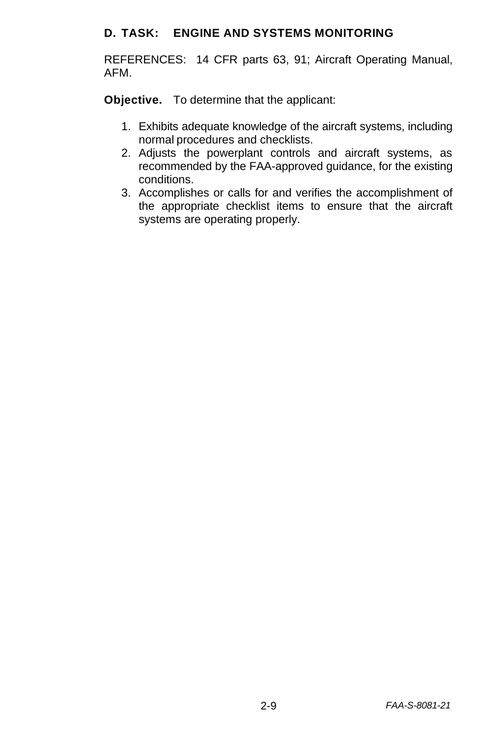### D. TASK: ENGINE AND SYSTEMS MONITORING

REFERENCES: 14 CFR parts 63, 91; Aircraft Operating Manual, AFM.

**Objective.** To determine that the applicant:

1. Exhibits adequate knowledge of the aircraft systems, including normal procedures and checklists.
2. Adjusts the powerplant controls and aircraft systems, as recommended by the FAA-approved guidance, for the existing conditions.
3. Accomplishes or calls for and verifies the accomplishment of the appropriate checklist items to ensure that the aircraft systems are operating properly.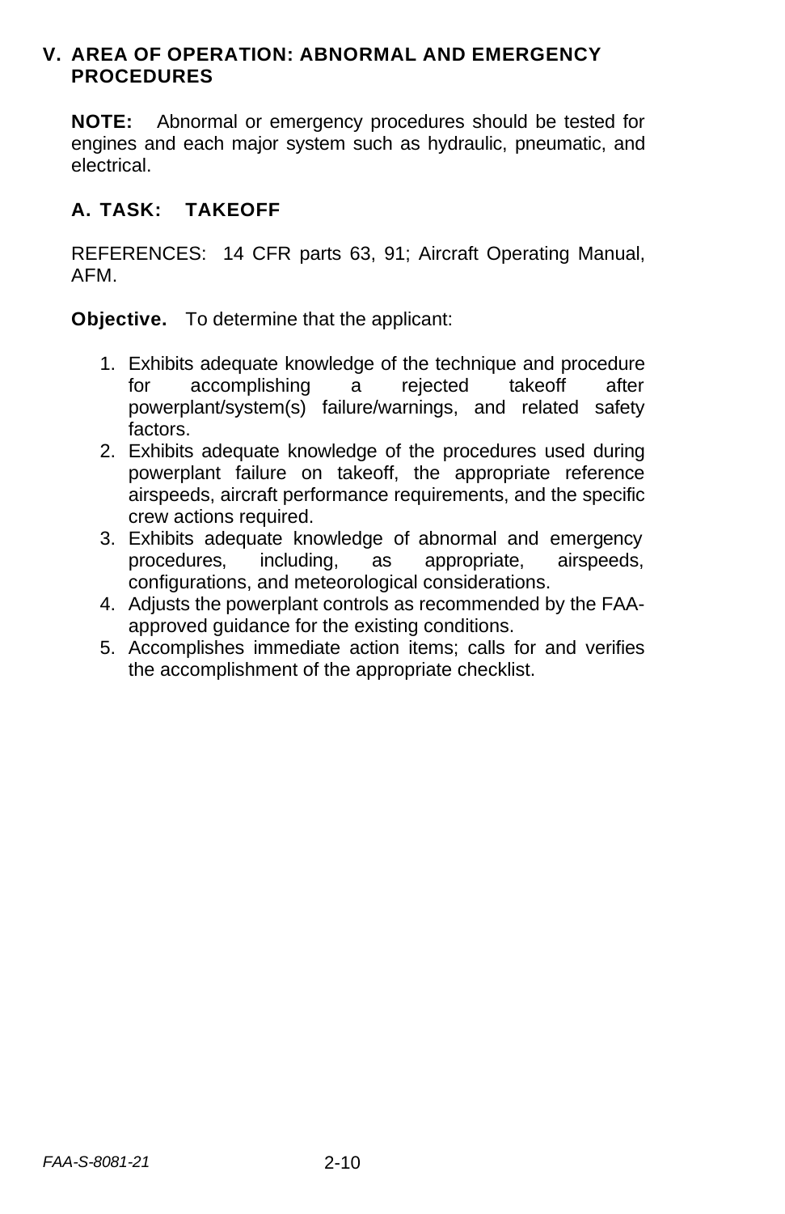## V. AREA OF OPERATION: ABNORMAL AND EMERGENCY PROCEDURES

**NOTE:** Abnormal or emergency procedures should be tested for engines and each major system such as hydraulic, pneumatic, and electrical.

### A. TASK: TAKEOFF

REFERENCES: 14 CFR parts 63, 91; Aircraft Operating Manual, AFM.

**Objective.** To determine that the applicant:

1. Exhibits adequate knowledge of the technique and procedure for accomplishing a rejected takeoff after powerplant/system(s) failure/warnings, and related safety factors.
2. Exhibits adequate knowledge of the procedures used during powerplant failure on takeoff, the appropriate reference airspeeds, aircraft performance requirements, and the specific crew actions required.
3. Exhibits adequate knowledge of abnormal and emergency procedures, including, as appropriate, airspeeds, configurations, and meteorological considerations.
4. Adjusts the powerplant controls as recommended by the FAA-approved guidance for the existing conditions.
5. Accomplishes immediate action items; calls for and verifies the accomplishment of the appropriate checklist.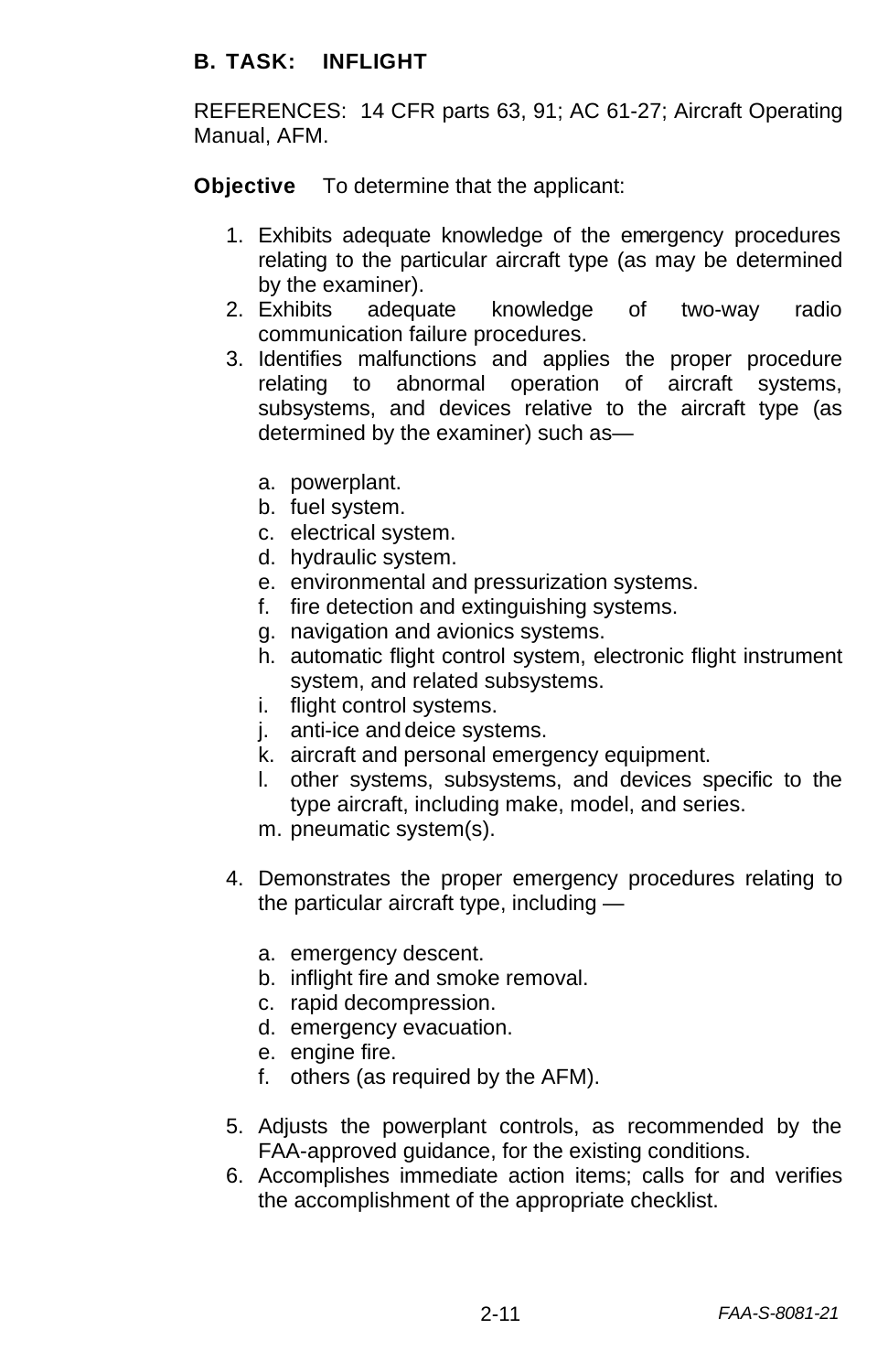## B. TASK: INFLIGHT

REFERENCES: 14 CFR parts 63, 91; AC 61-27; Aircraft Operating Manual, AFM.

**Objective** To determine that the applicant:

1. Exhibits adequate knowledge of the emergency procedures relating to the particular aircraft type (as may be determined by the examiner).
2. Exhibits adequate knowledge of two-way radio communication failure procedures.
3. Identifies malfunctions and applies the proper procedure relating to abnormal operation of aircraft systems, subsystems, and devices relative to the aircraft type (as determined by the examiner) such as—

   a. powerplant.
   b. fuel system.
   c. electrical system.
   d. hydraulic system.
   e. environmental and pressurization systems.
   f. fire detection and extinguishing systems.
   g. navigation and avionics systems.
   h. automatic flight control system, electronic flight instrument system, and related subsystems.
   i. flight control systems.
   j. anti-ice and deice systems.
   k. aircraft and personal emergency equipment.
   l. other systems, subsystems, and devices specific to the type aircraft, including make, model, and series.
   m. pneumatic system(s).

4. Demonstrates the proper emergency procedures relating to the particular aircraft type, including —

   a. emergency descent.
   b. inflight fire and smoke removal.
   c. rapid decompression.
   d. emergency evacuation.
   e. engine fire.
   f. others (as required by the AFM).

5. Adjusts the powerplant controls, as recommended by the FAA-approved guidance, for the existing conditions.
6. Accomplishes immediate action items; calls for and verifies the accomplishment of the appropriate checklist.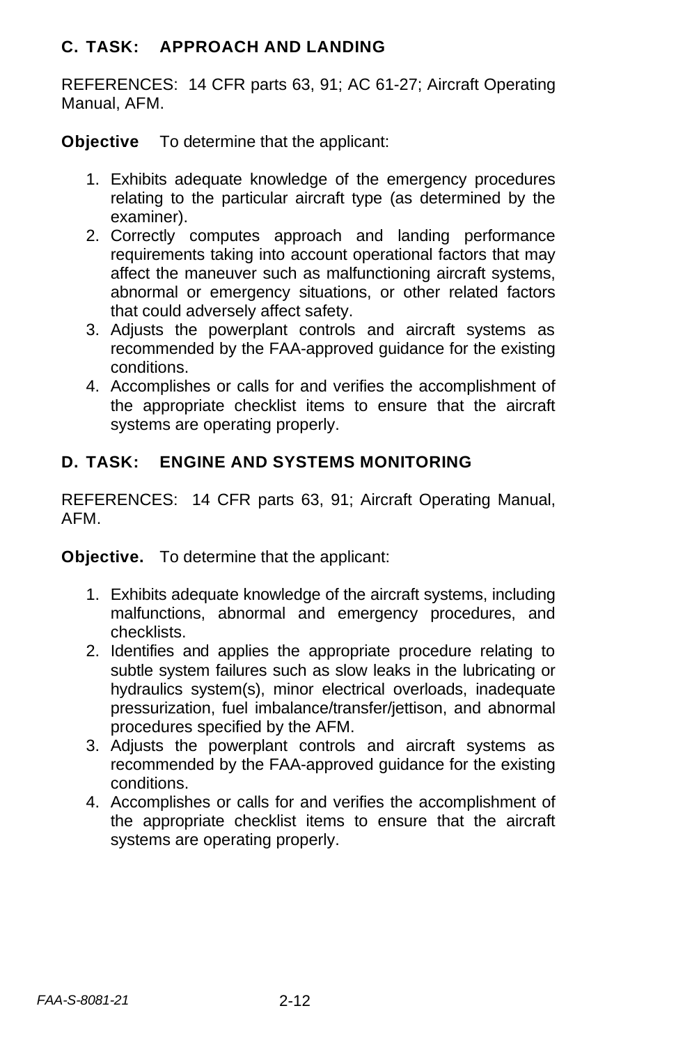### C. TASK: APPROACH AND LANDING

REFERENCES: 14 CFR parts 63, 91; AC 61-27; Aircraft Operating Manual, AFM.

**Objective** To determine that the applicant:

1. Exhibits adequate knowledge of the emergency procedures relating to the particular aircraft type (as determined by the examiner).
2. Correctly computes approach and landing performance requirements taking into account operational factors that may affect the maneuver such as malfunctioning aircraft systems, abnormal or emergency situations, or other related factors that could adversely affect safety.
3. Adjusts the powerplant controls and aircraft systems as recommended by the FAA-approved guidance for the existing conditions.
4. Accomplishes or calls for and verifies the accomplishment of the appropriate checklist items to ensure that the aircraft systems are operating properly.

### D. TASK: ENGINE AND SYSTEMS MONITORING

REFERENCES: 14 CFR parts 63, 91; Aircraft Operating Manual, AFM.

**Objective.** To determine that the applicant:

1. Exhibits adequate knowledge of the aircraft systems, including malfunctions, abnormal and emergency procedures, and checklists.
2. Identifies and applies the appropriate procedure relating to subtle system failures such as slow leaks in the lubricating or hydraulics system(s), minor electrical overloads, inadequate pressurization, fuel imbalance/transfer/jettison, and abnormal procedures specified by the AFM.
3. Adjusts the powerplant controls and aircraft systems as recommended by the FAA-approved guidance for the existing conditions.
4. Accomplishes or calls for and verifies the accomplishment of the appropriate checklist items to ensure that the aircraft systems are operating properly.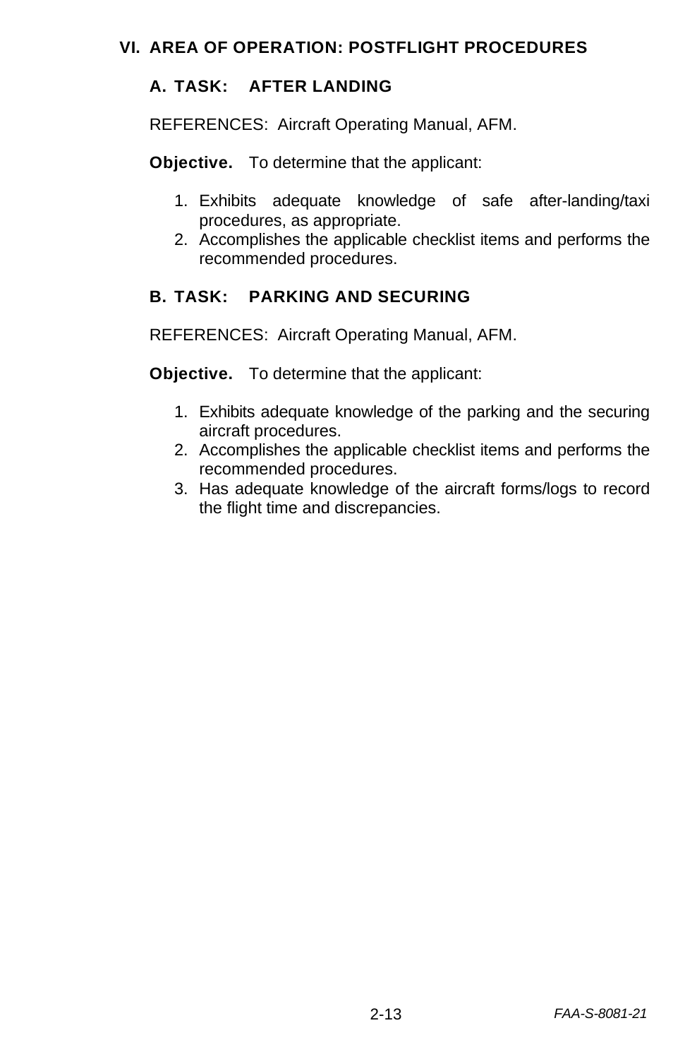## VI. AREA OF OPERATION: POSTFLIGHT PROCEDURES

### A. TASK: AFTER LANDING

REFERENCES: Aircraft Operating Manual, AFM.

**Objective.** To determine that the applicant:

1. Exhibits adequate knowledge of safe after-landing/taxi procedures, as appropriate.
2. Accomplishes the applicable checklist items and performs the recommended procedures.

### B. TASK: PARKING AND SECURING

REFERENCES: Aircraft Operating Manual, AFM.

**Objective.** To determine that the applicant:

1. Exhibits adequate knowledge of the parking and the securing aircraft procedures.
2. Accomplishes the applicable checklist items and performs the recommended procedures.
3. Has adequate knowledge of the aircraft forms/logs to record the flight time and discrepancies.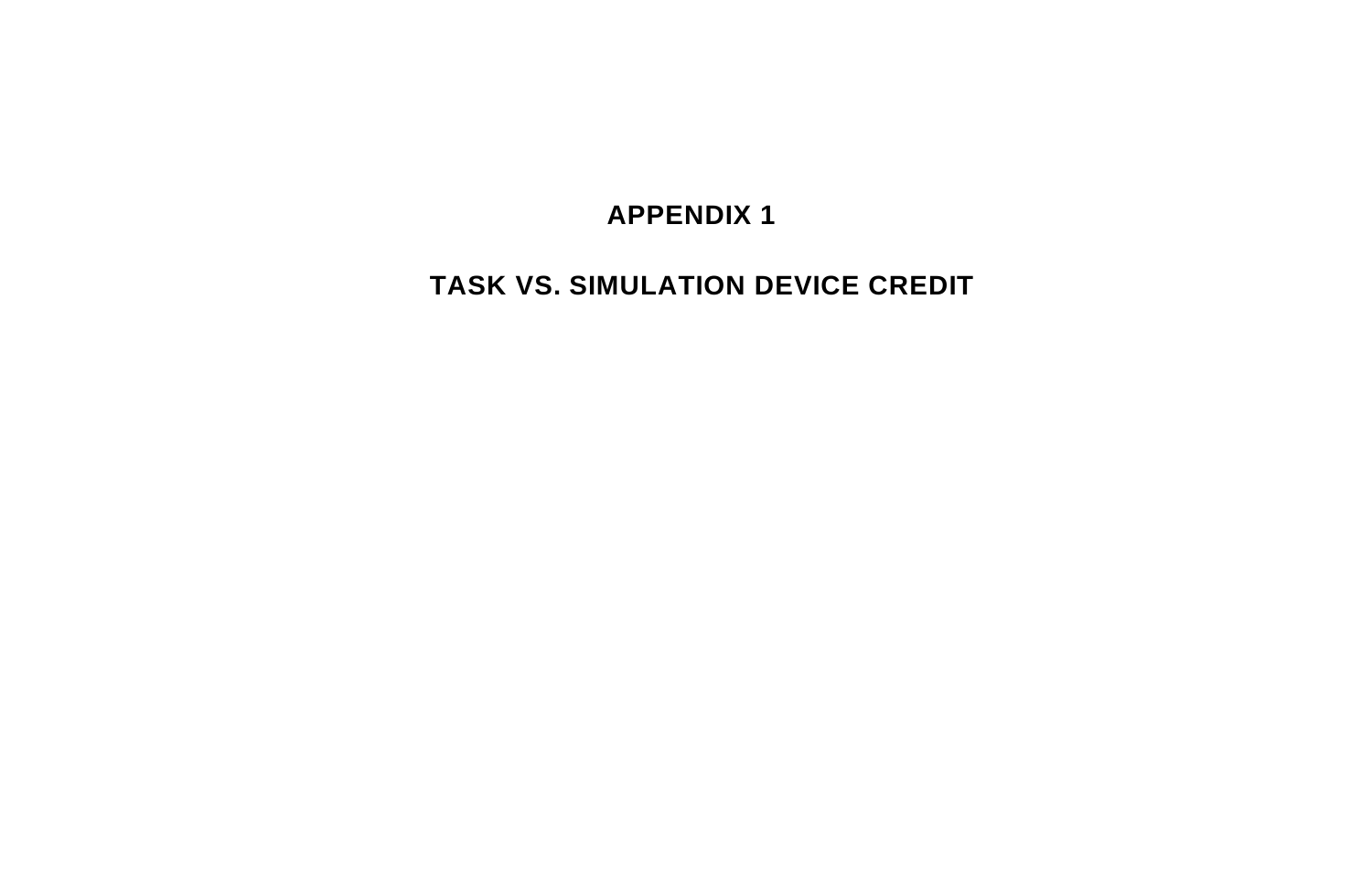# APPENDIX 1

## TASK VS. SIMULATION DEVICE CREDIT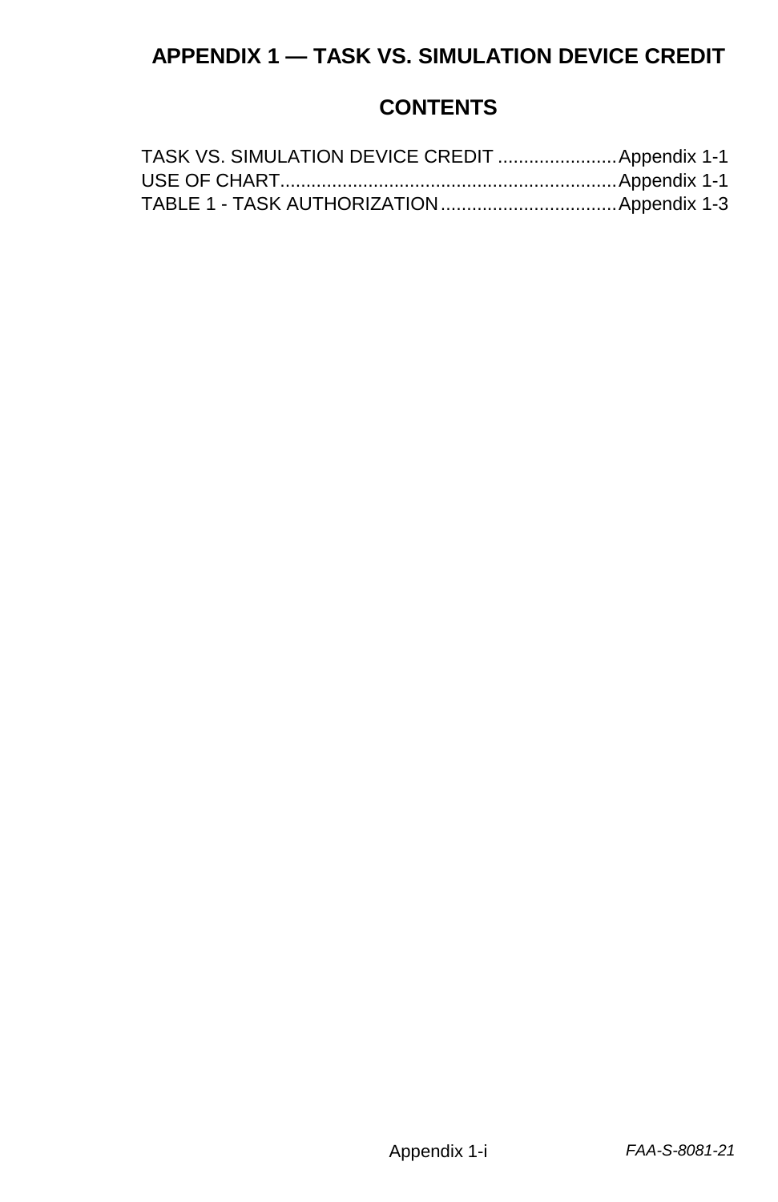# APPENDIX 1 — TASK VS. SIMULATION DEVICE CREDIT

## CONTENTS

TASK VS. SIMULATION DEVICE CREDIT ....................... Appendix 1-1
USE OF CHART................................................................. Appendix 1-1
TABLE 1 - TASK AUTHORIZATION.................................. Appendix 1-3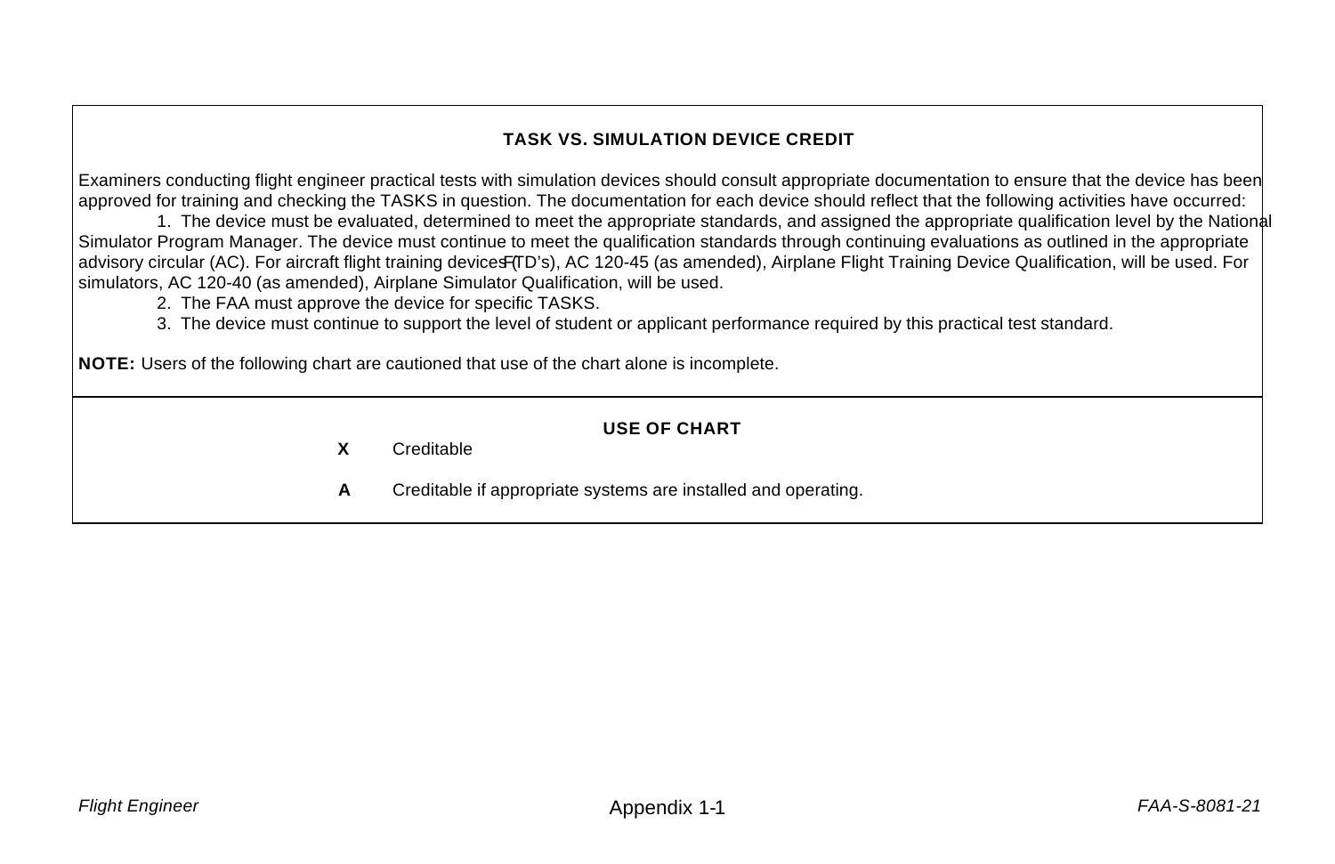## TASK VS. SIMULATION DEVICE CREDIT

Examiners conducting flight engineer practical tests with simulation devices should consult appropriate documentation to ensure that the device has been approved for training and checking the TASKS in question. The documentation for each device should reflect that the following activities have occurred:

1. The device must be evaluated, determined to meet the appropriate standards, and assigned the appropriate qualification level by the National Simulator Program Manager. The device must continue to meet the qualification standards through continuing evaluations as outlined in the appropriate advisory circular (AC). For aircraft flight training devices (FTD's), AC 120-45 (as amended), Airplane Flight Training Device Qualification, will be used. For simulators, AC 120-40 (as amended), Airplane Simulator Qualification, will be used.
2. The FAA must approve the device for specific TASKS.
3. The device must continue to support the level of student or applicant performance required by this practical test standard.

**NOTE:** Users of the following chart are cautioned that use of the chart alone is incomplete.

### USE OF CHART

**X** Creditable

**A** Creditable if appropriate systems are installed and operating.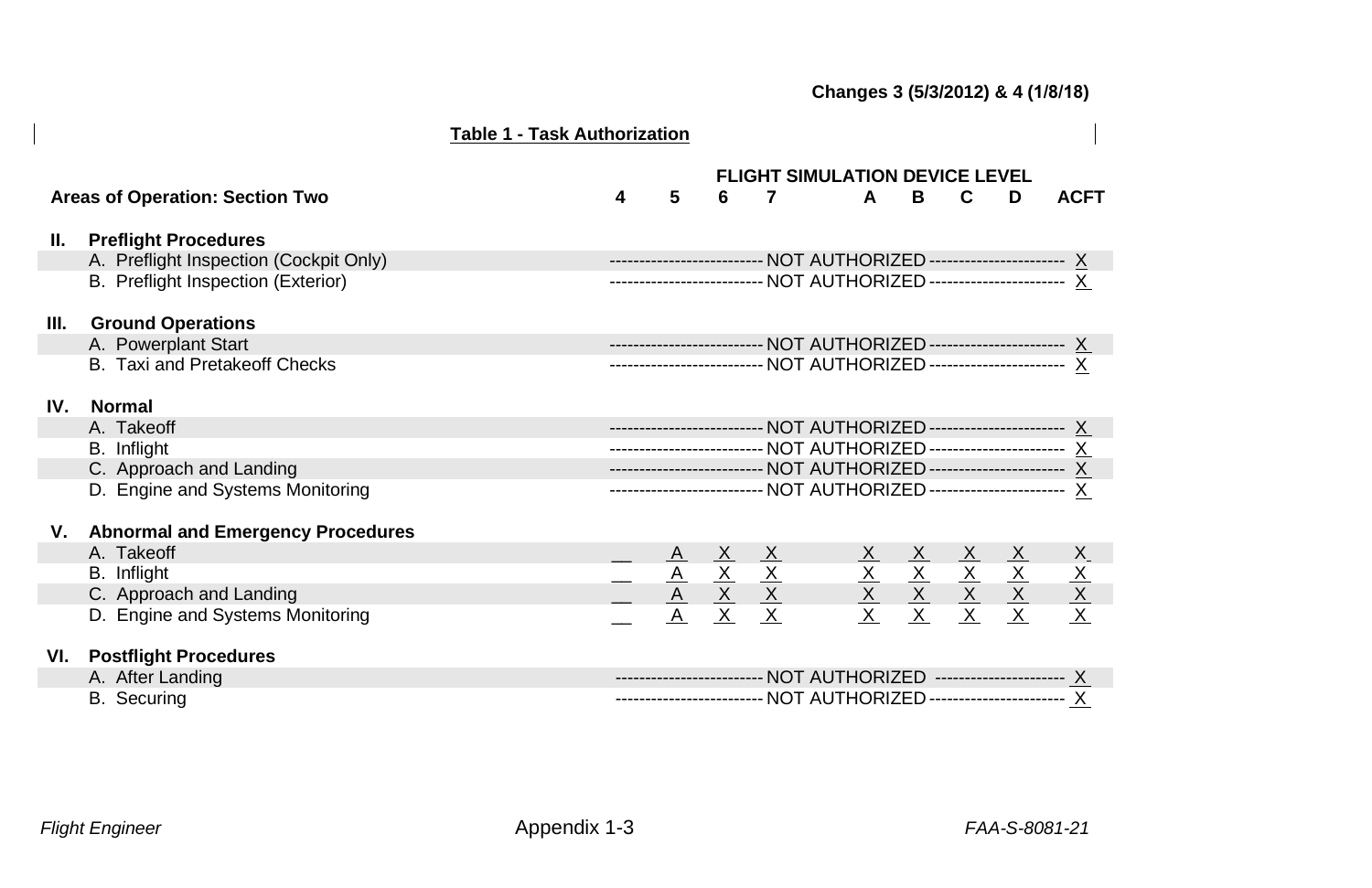Changes 3 (5/3/2012) & 4 (1/8/18)

**Table 1 - Task Authorization**

| Areas of Operation: Section Two | FLIGHT SIMULATION DEVICE LEVEL | | | | | | | | |
|---|---|---|---|---|---|---|---|---|---|
| | 4 | 5 | 6 | 7 | A | B | C | D | ACFT |
| **II. Preflight Procedures** | | | | | | | | | |
| A. Preflight Inspection (Cockpit Only) | NOT AUTHORIZED | | | | | | | | X |
| B. Preflight Inspection (Exterior) | NOT AUTHORIZED | | | | | | | | X |
| **III. Ground Operations** | | | | | | | | | |
| A. Powerplant Start | NOT AUTHORIZED | | | | | | | | X |
| B. Taxi and Pretakeoff Checks | NOT AUTHORIZED | | | | | | | | X |
| **IV. Normal** | | | | | | | | | |
| A. Takeoff | NOT AUTHORIZED | | | | | | | | X |
| B. Inflight | NOT AUTHORIZED | | | | | | | | X |
| C. Approach and Landing | NOT AUTHORIZED | | | | | | | | X |
| D. Engine and Systems Monitoring | NOT AUTHORIZED | | | | | | | | X |
| **V. Abnormal and Emergency Procedures** | | | | | | | | | |
| A. Takeoff | __ | A | X | X | X | X | X | X | X |
| B. Inflight | __ | A | X | X | X | X | X | X | X |
| C. Approach and Landing | __ | A | X | X | X | X | X | X | X |
| D. Engine and Systems Monitoring | __ | A | X | X | X | X | X | X | X |
| **VI. Postflight Procedures** | | | | | | | | | |
| A. After Landing | NOT AUTHORIZED | | | | | | | | X |
| B. Securing | NOT AUTHORIZED | | | | | | | | X |